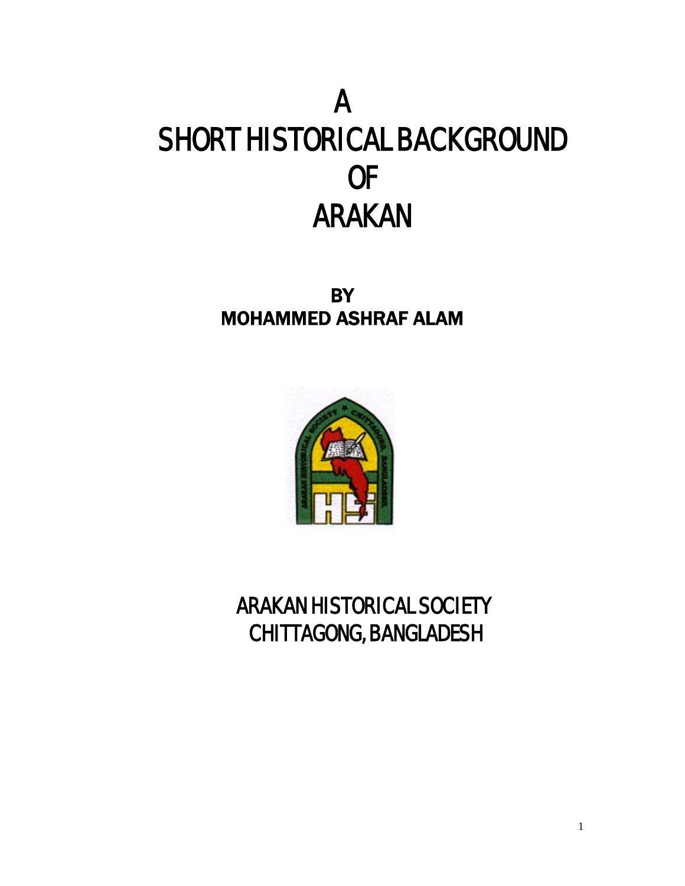# A SHORT HISTORICAL BACKGROUND OF ARAKAN

**BY**
**MOHAMMED ASHRAF ALAM**

ARAKAN HISTORICAL SOCIETY
CHITTAGONG, BANGLADESH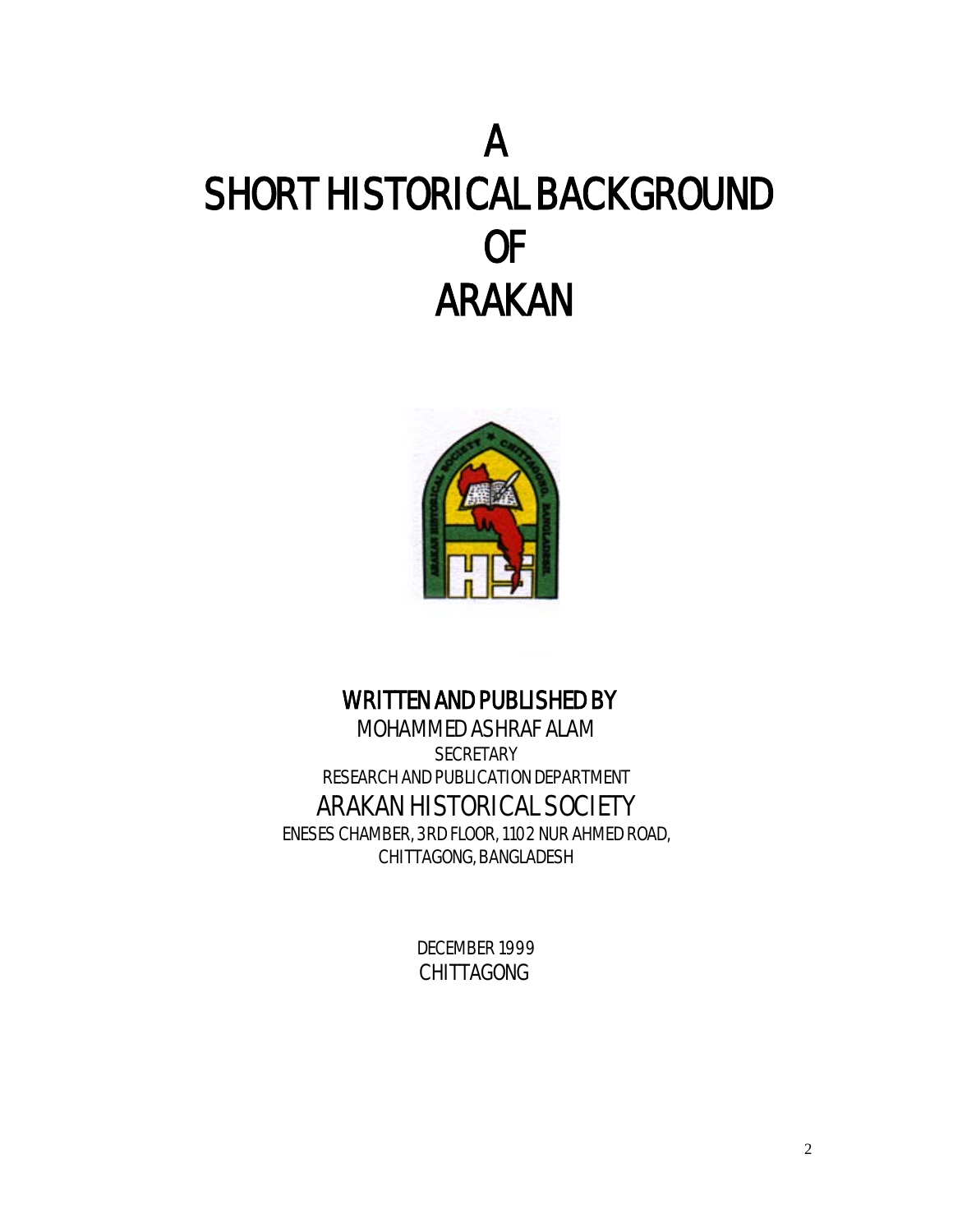# A SHORT HISTORICAL BACKGROUND OF ARAKAN

**WRITTEN AND PUBLISHED BY**

MOHAMMED ASHRAF ALAM

SECRETARY

RESEARCH AND PUBLICATION DEPARTMENT

ARAKAN HISTORICAL SOCIETY

ENESES CHAMBER, 3RD FLOOR, 1102 NUR AHMED ROAD,
CHITTAGONG, BANGLADESH

DECEMBER 1999

CHITTAGONG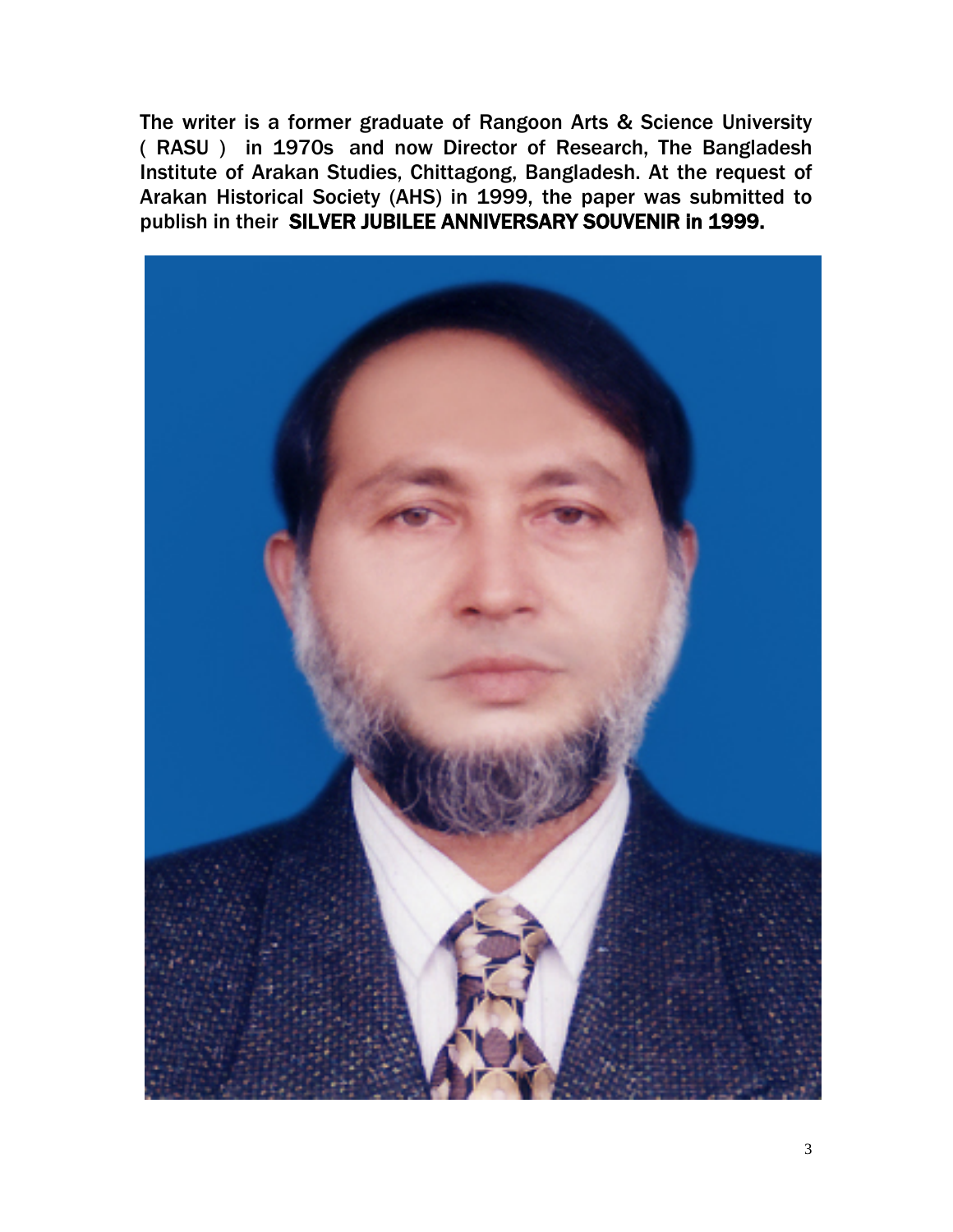**The writer is a former graduate of Rangoon Arts & Science University ( RASU ) in 1970s and now Director of Research, The Bangladesh Institute of Arakan Studies, Chittagong, Bangladesh. At the request of Arakan Historical Society (AHS) in 1999, the paper was submitted to publish in their SILVER JUBILEE ANNIVERSARY SOUVENIR in 1999.**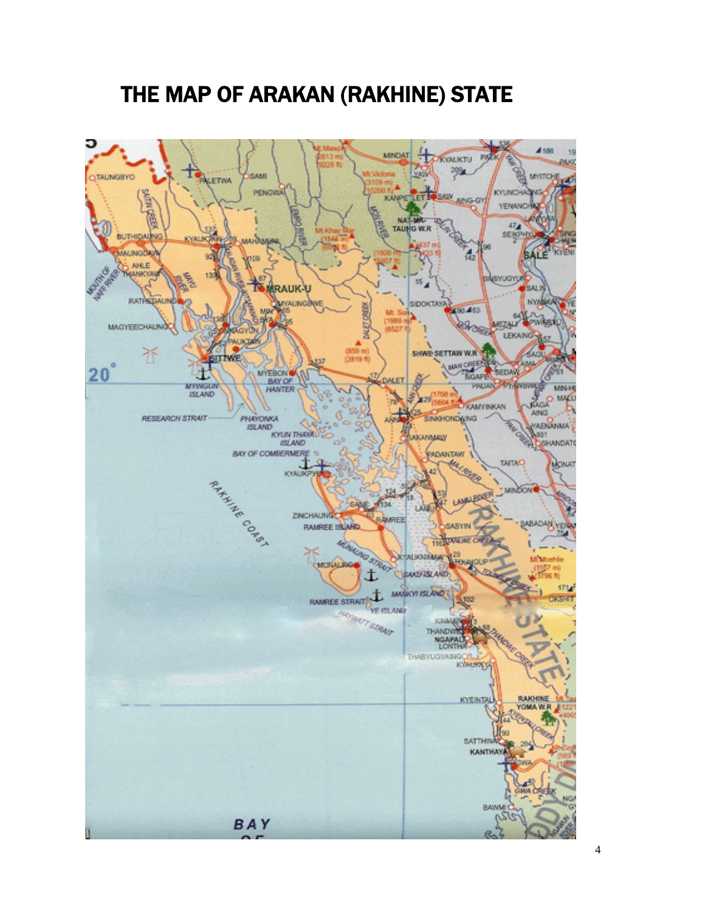# THE MAP OF ARAKAN (RAKHINE) STATE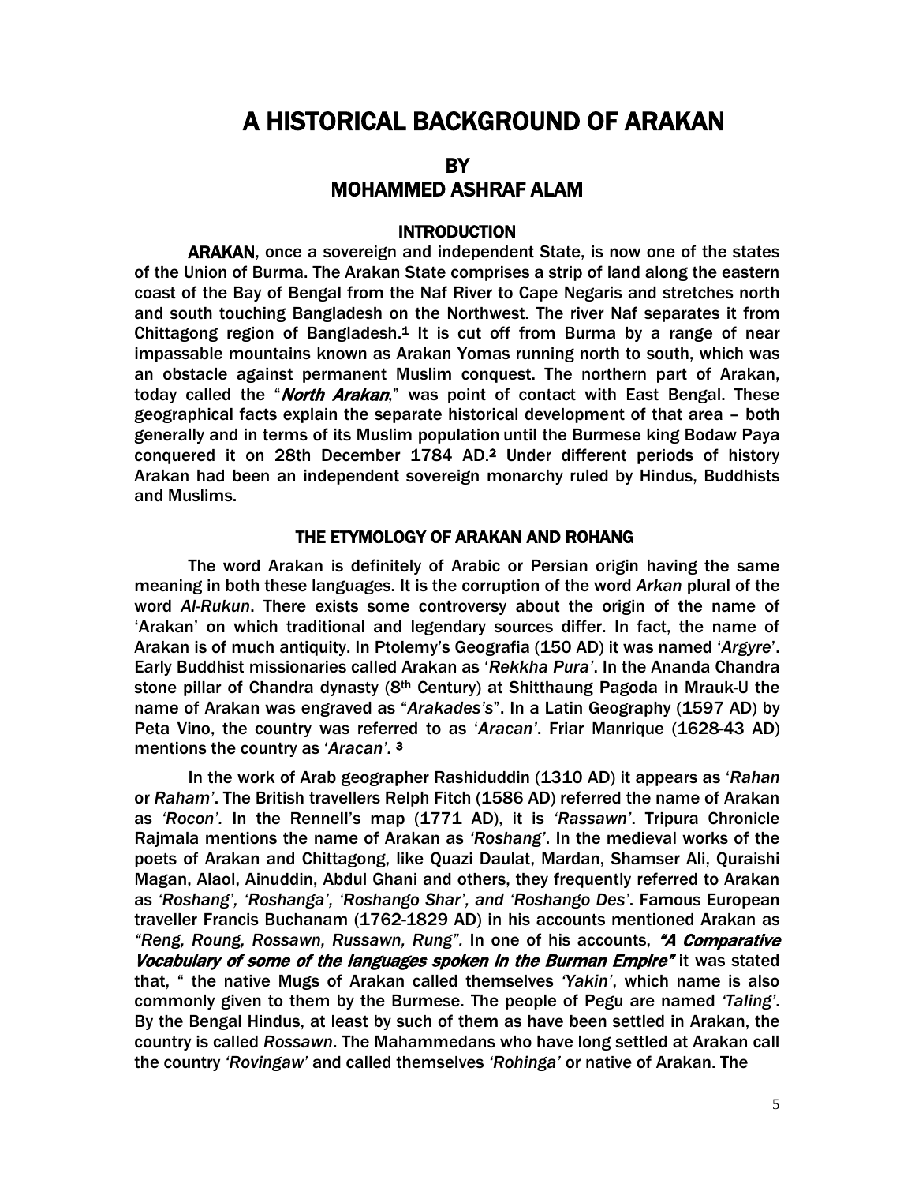# A HISTORICAL BACKGROUND OF ARAKAN

## BY
## MOHAMMED ASHRAF ALAM

### INTRODUCTION

**ARAKAN**, once a sovereign and independent State, is now one of the states of the Union of Burma. The Arakan State comprises a strip of land along the eastern coast of the Bay of Bengal from the Naf River to Cape Negaris and stretches north and south touching Bangladesh on the Northwest. The river Naf separates it from Chittagong region of Bangladesh.[1] It is cut off from Burma by a range of near impassable mountains known as Arakan Yomas running north to south, which was an obstacle against permanent Muslim conquest. The northern part of Arakan, today called the "***North Arakan***," was point of contact with East Bengal. These geographical facts explain the separate historical development of that area – both generally and in terms of its Muslim population until the Burmese king Bodaw Paya conquered it on 28th December 1784 AD.[2] Under different periods of history Arakan had been an independent sovereign monarchy ruled by Hindus, Buddhists and Muslims.

### THE ETYMOLOGY OF ARAKAN AND ROHANG

The word Arakan is definitely of Arabic or Persian origin having the same meaning in both these languages. It is the corruption of the word *Arkan* plural of the word *Al-Rukun*. There exists some controversy about the origin of the name of 'Arakan' on which traditional and legendary sources differ. In fact, the name of Arakan is of much antiquity. In Ptolemy's Geografia (150 AD) it was named '*Argyre*'. Early Buddhist missionaries called Arakan as '*Rekkha Pura'*. In the Ananda Chandra stone pillar of Chandra dynasty (8th Century) at Shitthaung Pagoda in Mrauk-U the name of Arakan was engraved as "*Arakades's*". In a Latin Geography (1597 AD) by Peta Vino, the country was referred to as '*Aracan'*. Friar Manrique (1628-43 AD) mentions the country as '*Aracan'*. [3]

In the work of Arab geographer Rashiduddin (1310 AD) it appears as '*Rahan* or *Raham'*. The British travellers Relph Fitch (1586 AD) referred the name of Arakan as *'Rocon'*. In the Rennell's map (1771 AD), it is *'Rassawn'*. Tripura Chronicle Rajmala mentions the name of Arakan as *'Roshang'*. In the medieval works of the poets of Arakan and Chittagong, like Quazi Daulat, Mardan, Shamser Ali, Quraishi Magan, Alaol, Ainuddin, Abdul Ghani and others, they frequently referred to Arakan as *'Roshang', 'Roshanga', 'Roshango Shar', and 'Roshango Des'*. Famous European traveller Francis Buchanam (1762-1829 AD) in his accounts mentioned Arakan as *"Reng, Roung, Rossawn, Russawn, Rung"*. In one of his accounts, ***"A Comparative Vocabulary of some of the languages spoken in the Burman Empire"*** it was stated that, " the native Mugs of Arakan called themselves *'Yakin'*, which name is also commonly given to them by the Burmese. The people of Pegu are named *'Taling'*. By the Bengal Hindus, at least by such of them as have been settled in Arakan, the country is called *Rossawn*. The Mahammedans who have long settled at Arakan call the country *'Rovingaw'* and called themselves *'Rohinga'* or native of Arakan. The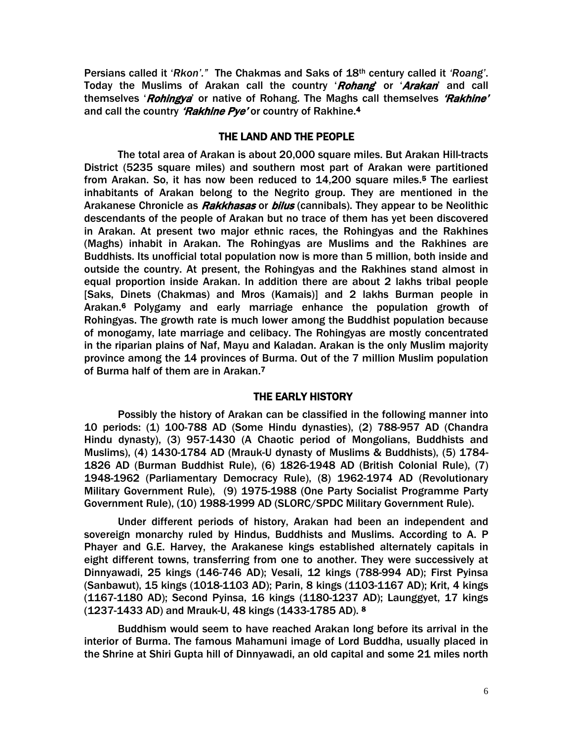Persians called it '*Rkon'*." The Chakmas and Saks of 18th century called it *'Roang'*. Today the Muslims of Arakan call the country '***Rohang***' or '***Arakan***' and call themselves '***Rohingya***' or native of Rohang. The Maghs call themselves ***'Rakhine'*** and call the country ***'Rakhine Pye'*** or country of Rakhine.[4]

## THE LAND AND THE PEOPLE

The total area of Arakan is about 20,000 square miles. But Arakan Hill-tracts District (5235 square miles) and southern most part of Arakan were partitioned from Arakan. So, it has now been reduced to 14,200 square miles.[5] The earliest inhabitants of Arakan belong to the Negrito group. They are mentioned in the Arakanese Chronicle as ***Rakkhasas*** or ***bilus*** (cannibals). They appear to be Neolithic descendants of the people of Arakan but no trace of them has yet been discovered in Arakan. At present two major ethnic races, the Rohingyas and the Rakhines (Maghs) inhabit in Arakan. The Rohingyas are Muslims and the Rakhines are Buddhists. Its unofficial total population now is more than 5 million, both inside and outside the country. At present, the Rohingyas and the Rakhines stand almost in equal proportion inside Arakan. In addition there are about 2 lakhs tribal people [Saks, Dinets (Chakmas) and Mros (Kamais)] and 2 lakhs Burman people in Arakan.[6] Polygamy and early marriage enhance the population growth of Rohingyas. The growth rate is much lower among the Buddhist population because of monogamy, late marriage and celibacy. The Rohingyas are mostly concentrated in the riparian plains of Naf, Mayu and Kaladan. Arakan is the only Muslim majority province among the 14 provinces of Burma. Out of the 7 million Muslim population of Burma half of them are in Arakan.[7]

## THE EARLY HISTORY

Possibly the history of Arakan can be classified in the following manner into 10 periods: (1) 100-788 AD (Some Hindu dynasties), (2) 788-957 AD (Chandra Hindu dynasty), (3) 957-1430 (A Chaotic period of Mongolians, Buddhists and Muslims), (4) 1430-1784 AD (Mrauk-U dynasty of Muslims & Buddhists), (5) 1784-1826 AD (Burman Buddhist Rule), (6) 1826-1948 AD (British Colonial Rule), (7) 1948-1962 (Parliamentary Democracy Rule), (8) 1962-1974 AD (Revolutionary Military Government Rule), (9) 1975-1988 (One Party Socialist Programme Party Government Rule), (10) 1988-1999 AD (SLORC/SPDC Military Government Rule).

Under different periods of history, Arakan had been an independent and sovereign monarchy ruled by Hindus, Buddhists and Muslims. According to A. P Phayer and G.E. Harvey, the Arakanese kings established alternately capitals in eight different towns, transferring from one to another. They were successively at Dinnyawadi, 25 kings (146-746 AD); Vesali, 12 kings (788-994 AD); First Pyinsa (Sanbawut), 15 kings (1018-1103 AD); Parin, 8 kings (1103-1167 AD); Krit, 4 kings (1167-1180 AD); Second Pyinsa, 16 kings (1180-1237 AD); Launggyet, 17 kings (1237-1433 AD) and Mrauk-U, 48 kings (1433-1785 AD).[8]

Buddhism would seem to have reached Arakan long before its arrival in the interior of Burma. The famous Mahamuni image of Lord Buddha, usually placed in the Shrine at Shiri Gupta hill of Dinnyawadi, an old capital and some 21 miles north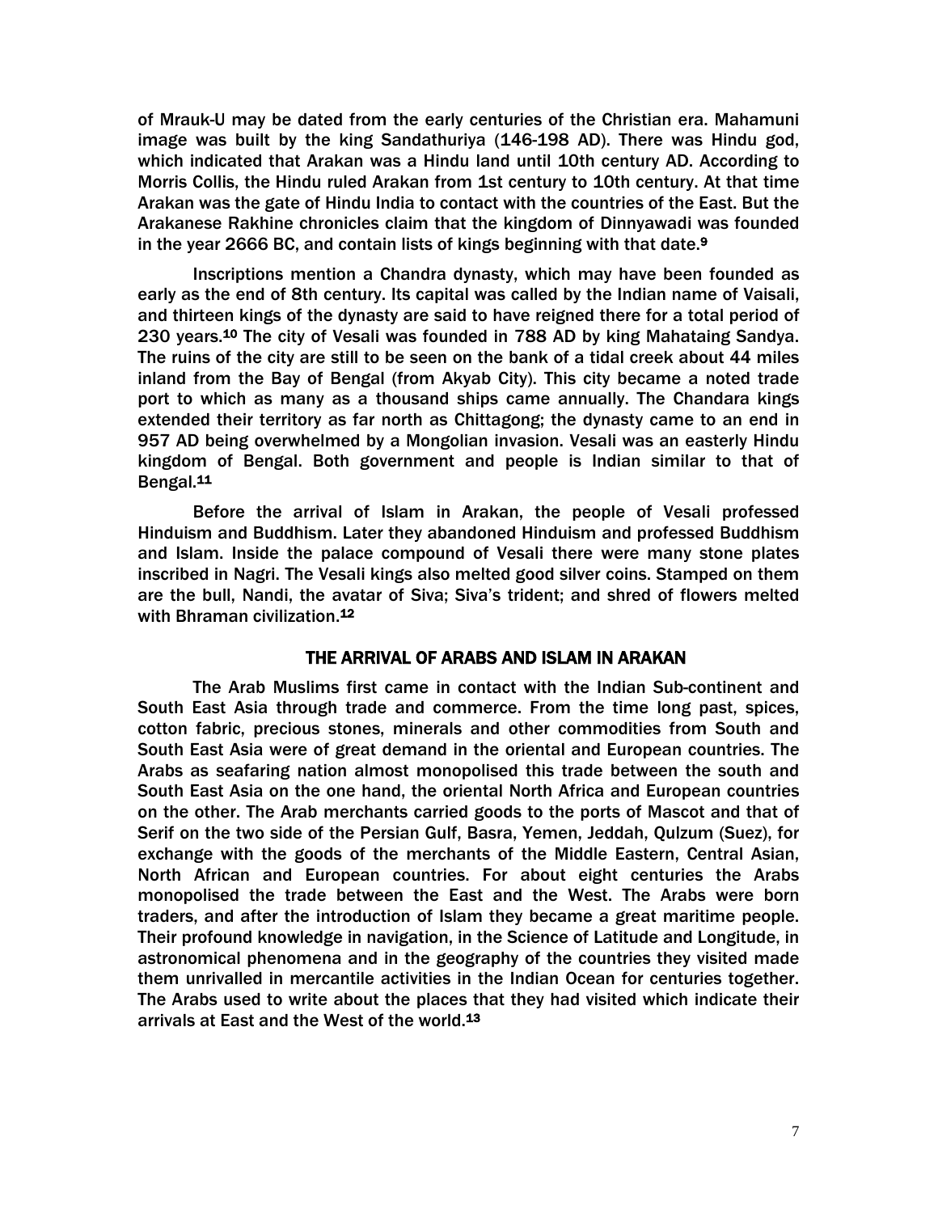of Mrauk-U may be dated from the early centuries of the Christian era. Mahamuni image was built by the king Sandathuriya (146-198 AD). There was Hindu god, which indicated that Arakan was a Hindu land until 10th century AD. According to Morris Collis, the Hindu ruled Arakan from 1st century to 10th century. At that time Arakan was the gate of Hindu India to contact with the countries of the East. But the Arakanese Rakhine chronicles claim that the kingdom of Dinnyawadi was founded in the year 2666 BC, and contain lists of kings beginning with that date.[9]

Inscriptions mention a Chandra dynasty, which may have been founded as early as the end of 8th century. Its capital was called by the Indian name of Vaisali, and thirteen kings of the dynasty are said to have reigned there for a total period of 230 years.[10] The city of Vesali was founded in 788 AD by king Mahataing Sandya. The ruins of the city are still to be seen on the bank of a tidal creek about 44 miles inland from the Bay of Bengal (from Akyab City). This city became a noted trade port to which as many as a thousand ships came annually. The Chandara kings extended their territory as far north as Chittagong; the dynasty came to an end in 957 AD being overwhelmed by a Mongolian invasion. Vesali was an easterly Hindu kingdom of Bengal. Both government and people is Indian similar to that of Bengal.[11]

Before the arrival of Islam in Arakan, the people of Vesali professed Hinduism and Buddhism. Later they abandoned Hinduism and professed Buddhism and Islam. Inside the palace compound of Vesali there were many stone plates inscribed in Nagri. The Vesali kings also melted good silver coins. Stamped on them are the bull, Nandi, the avatar of Siva; Siva's trident; and shred of flowers melted with Bhraman civilization.[12]

## THE ARRIVAL OF ARABS AND ISLAM IN ARAKAN

The Arab Muslims first came in contact with the Indian Sub-continent and South East Asia through trade and commerce. From the time long past, spices, cotton fabric, precious stones, minerals and other commodities from South and South East Asia were of great demand in the oriental and European countries. The Arabs as seafaring nation almost monopolised this trade between the south and South East Asia on the one hand, the oriental North Africa and European countries on the other. The Arab merchants carried goods to the ports of Mascot and that of Serif on the two side of the Persian Gulf, Basra, Yemen, Jeddah, Qulzum (Suez), for exchange with the goods of the merchants of the Middle Eastern, Central Asian, North African and European countries. For about eight centuries the Arabs monopolised the trade between the East and the West. The Arabs were born traders, and after the introduction of Islam they became a great maritime people. Their profound knowledge in navigation, in the Science of Latitude and Longitude, in astronomical phenomena and in the geography of the countries they visited made them unrivalled in mercantile activities in the Indian Ocean for centuries together. The Arabs used to write about the places that they had visited which indicate their arrivals at East and the West of the world.[13]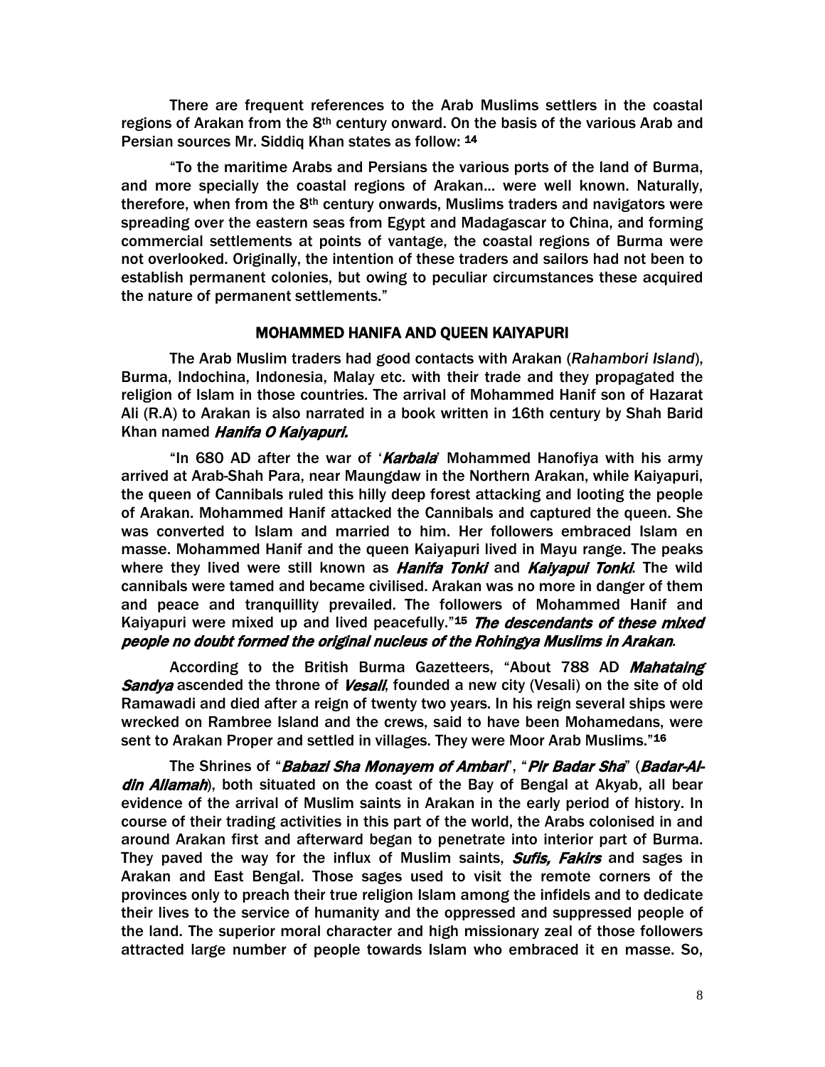There are frequent references to the Arab Muslims settlers in the coastal regions of Arakan from the 8th century onward. On the basis of the various Arab and Persian sources Mr. Siddiq Khan states as follow: [14]

"To the maritime Arabs and Persians the various ports of the land of Burma, and more specially the coastal regions of Arakan… were well known. Naturally, therefore, when from the 8th century onwards, Muslims traders and navigators were spreading over the eastern seas from Egypt and Madagascar to China, and forming commercial settlements at points of vantage, the coastal regions of Burma were not overlooked. Originally, the intention of these traders and sailors had not been to establish permanent colonies, but owing to peculiar circumstances these acquired the nature of permanent settlements."

## MOHAMMED HANIFA AND QUEEN KAIYAPURI

The Arab Muslim traders had good contacts with Arakan (*Rahambori Island*), Burma, Indochina, Indonesia, Malay etc. with their trade and they propagated the religion of Islam in those countries. The arrival of Mohammed Hanif son of Hazarat Ali (R.A) to Arakan is also narrated in a book written in 16th century by Shah Barid Khan named ***Hanifa O Kaiyapuri.***

"In 680 AD after the war of '***Karbala***' Mohammed Hanofiya with his army arrived at Arab-Shah Para, near Maungdaw in the Northern Arakan, while Kaiyapuri, the queen of Cannibals ruled this hilly deep forest attacking and looting the people of Arakan. Mohammed Hanif attacked the Cannibals and captured the queen. She was converted to Islam and married to him. Her followers embraced Islam en masse. Mohammed Hanif and the queen Kaiyapuri lived in Mayu range. The peaks where they lived were still known as ***Hanifa Tonki*** and ***Kaiyapui Tonki***. The wild cannibals were tamed and became civilised. Arakan was no more in danger of them and peace and tranquillity prevailed. The followers of Mohammed Hanif and Kaiyapuri were mixed up and lived peacefully."[15] ***The descendants of these mixed people no doubt formed the original nucleus of the Rohingya Muslims in Arakan***.

According to the British Burma Gazetteers, "About 788 AD ***Mahataing Sandya*** ascended the throne of ***Vesali***, founded a new city (Vesali) on the site of old Ramawadi and died after a reign of twenty two years. In his reign several ships were wrecked on Rambree Island and the crews, said to have been Mohamedans, were sent to Arakan Proper and settled in villages. They were Moor Arab Muslims."[16]

The Shrines of "***Babazi Sha Monayem of Ambari***", "***Pir Badar Sha***" (***Badar-Al-din Allamah***), both situated on the coast of the Bay of Bengal at Akyab, all bear evidence of the arrival of Muslim saints in Arakan in the early period of history. In course of their trading activities in this part of the world, the Arabs colonised in and around Arakan first and afterward began to penetrate into interior part of Burma. They paved the way for the influx of Muslim saints, ***Sufis, Fakirs*** and sages in Arakan and East Bengal. Those sages used to visit the remote corners of the provinces only to preach their true religion Islam among the infidels and to dedicate their lives to the service of humanity and the oppressed and suppressed people of the land. The superior moral character and high missionary zeal of those followers attracted large number of people towards Islam who embraced it en masse. So,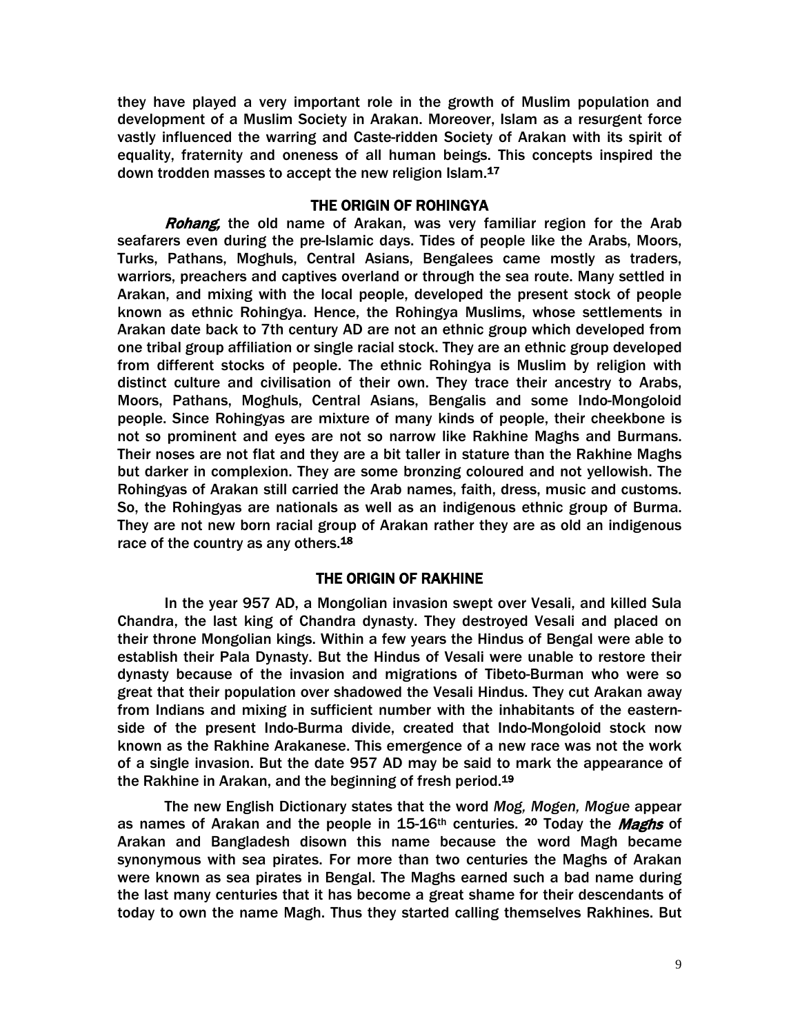they have played a very important role in the growth of Muslim population and development of a Muslim Society in Arakan. Moreover, Islam as a resurgent force vastly influenced the warring and Caste-ridden Society of Arakan with its spirit of equality, fraternity and oneness of all human beings. This concepts inspired the down trodden masses to accept the new religion Islam.[17]

## THE ORIGIN OF ROHINGYA

***Rohang,*** the old name of Arakan, was very familiar region for the Arab seafarers even during the pre-Islamic days. Tides of people like the Arabs, Moors, Turks, Pathans, Moghuls, Central Asians, Bengalees came mostly as traders, warriors, preachers and captives overland or through the sea route. Many settled in Arakan, and mixing with the local people, developed the present stock of people known as ethnic Rohingya. Hence, the Rohingya Muslims, whose settlements in Arakan date back to 7th century AD are not an ethnic group which developed from one tribal group affiliation or single racial stock. They are an ethnic group developed from different stocks of people. The ethnic Rohingya is Muslim by religion with distinct culture and civilisation of their own. They trace their ancestry to Arabs, Moors, Pathans, Moghuls, Central Asians, Bengalis and some Indo-Mongoloid people. Since Rohingyas are mixture of many kinds of people, their cheekbone is not so prominent and eyes are not so narrow like Rakhine Maghs and Burmans. Their noses are not flat and they are a bit taller in stature than the Rakhine Maghs but darker in complexion. They are some bronzing coloured and not yellowish. The Rohingyas of Arakan still carried the Arab names, faith, dress, music and customs. So, the Rohingyas are nationals as well as an indigenous ethnic group of Burma. They are not new born racial group of Arakan rather they are as old an indigenous race of the country as any others.[18]

## THE ORIGIN OF RAKHINE

In the year 957 AD, a Mongolian invasion swept over Vesali, and killed Sula Chandra, the last king of Chandra dynasty. They destroyed Vesali and placed on their throne Mongolian kings. Within a few years the Hindus of Bengal were able to establish their Pala Dynasty. But the Hindus of Vesali were unable to restore their dynasty because of the invasion and migrations of Tibeto-Burman who were so great that their population over shadowed the Vesali Hindus. They cut Arakan away from Indians and mixing in sufficient number with the inhabitants of the eastern-side of the present Indo-Burma divide, created that Indo-Mongoloid stock now known as the Rakhine Arakanese. This emergence of a new race was not the work of a single invasion. But the date 957 AD may be said to mark the appearance of the Rakhine in Arakan, and the beginning of fresh period.[19]

The new English Dictionary states that the word *Mog, Mogen, Mogue* appear as names of Arakan and the people in 15-16th centuries. [20] Today the ***Maghs*** of Arakan and Bangladesh disown this name because the word Magh became synonymous with sea pirates. For more than two centuries the Maghs of Arakan were known as sea pirates in Bengal. The Maghs earned such a bad name during the last many centuries that it has become a great shame for their descendants of today to own the name Magh. Thus they started calling themselves Rakhines. But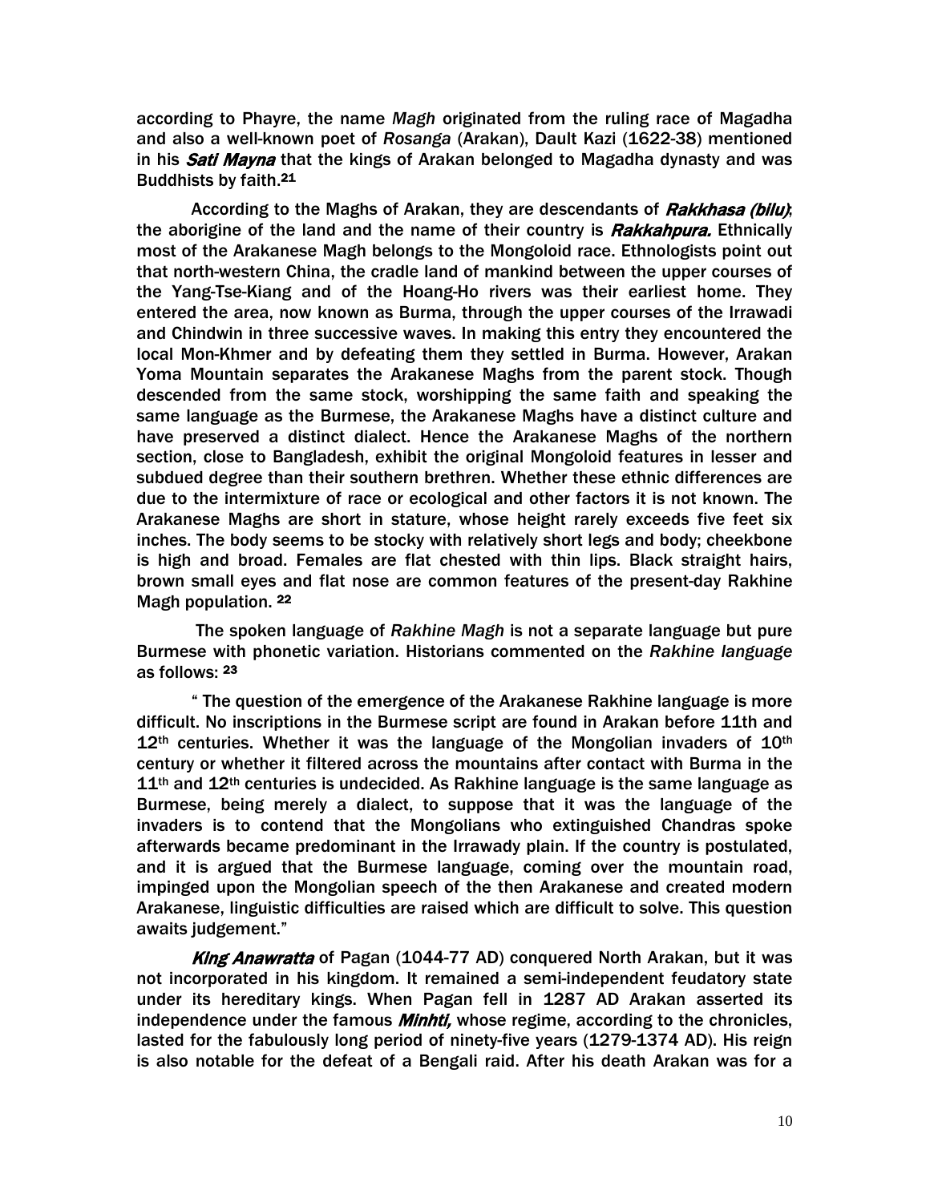according to Phayre, the name *Magh* originated from the ruling race of Magadha and also a well-known poet of *Rosanga* (Arakan), Dault Kazi (1622-38) mentioned in his ***Sati Mayna*** that the kings of Arakan belonged to Magadha dynasty and was Buddhists by faith.[21]

According to the Maghs of Arakan, they are descendants of ***Rakkhasa (bilu)***; the aborigine of the land and the name of their country is ***Rakkahpura.*** Ethnically most of the Arakanese Magh belongs to the Mongoloid race. Ethnologists point out that north-western China, the cradle land of mankind between the upper courses of the Yang-Tse-Kiang and of the Hoang-Ho rivers was their earliest home. They entered the area, now known as Burma, through the upper courses of the Irrawadi and Chindwin in three successive waves. In making this entry they encountered the local Mon-Khmer and by defeating them they settled in Burma. However, Arakan Yoma Mountain separates the Arakanese Maghs from the parent stock. Though descended from the same stock, worshipping the same faith and speaking the same language as the Burmese, the Arakanese Maghs have a distinct culture and have preserved a distinct dialect. Hence the Arakanese Maghs of the northern section, close to Bangladesh, exhibit the original Mongoloid features in lesser and subdued degree than their southern brethren. Whether these ethnic differences are due to the intermixture of race or ecological and other factors it is not known. The Arakanese Maghs are short in stature, whose height rarely exceeds five feet six inches. The body seems to be stocky with relatively short legs and body; cheekbone is high and broad. Females are flat chested with thin lips. Black straight hairs, brown small eyes and flat nose are common features of the present-day Rakhine Magh population. [22]

The spoken language of *Rakhine Magh* is not a separate language but pure Burmese with phonetic variation. Historians commented on the *Rakhine language* as follows: [23]

" The question of the emergence of the Arakanese Rakhine language is more difficult. No inscriptions in the Burmese script are found in Arakan before 11th and 12th centuries. Whether it was the language of the Mongolian invaders of 10th century or whether it filtered across the mountains after contact with Burma in the 11th and 12th centuries is undecided. As Rakhine language is the same language as Burmese, being merely a dialect, to suppose that it was the language of the invaders is to contend that the Mongolians who extinguished Chandras spoke afterwards became predominant in the Irrawady plain. If the country is postulated, and it is argued that the Burmese language, coming over the mountain road, impinged upon the Mongolian speech of the then Arakanese and created modern Arakanese, linguistic difficulties are raised which are difficult to solve. This question awaits judgement."

***King Anawratta*** of Pagan (1044-77 AD) conquered North Arakan, but it was not incorporated in his kingdom. It remained a semi-independent feudatory state under its hereditary kings. When Pagan fell in 1287 AD Arakan asserted its independence under the famous ***Minhti,*** whose regime, according to the chronicles, lasted for the fabulously long period of ninety-five years (1279-1374 AD). His reign is also notable for the defeat of a Bengali raid. After his death Arakan was for a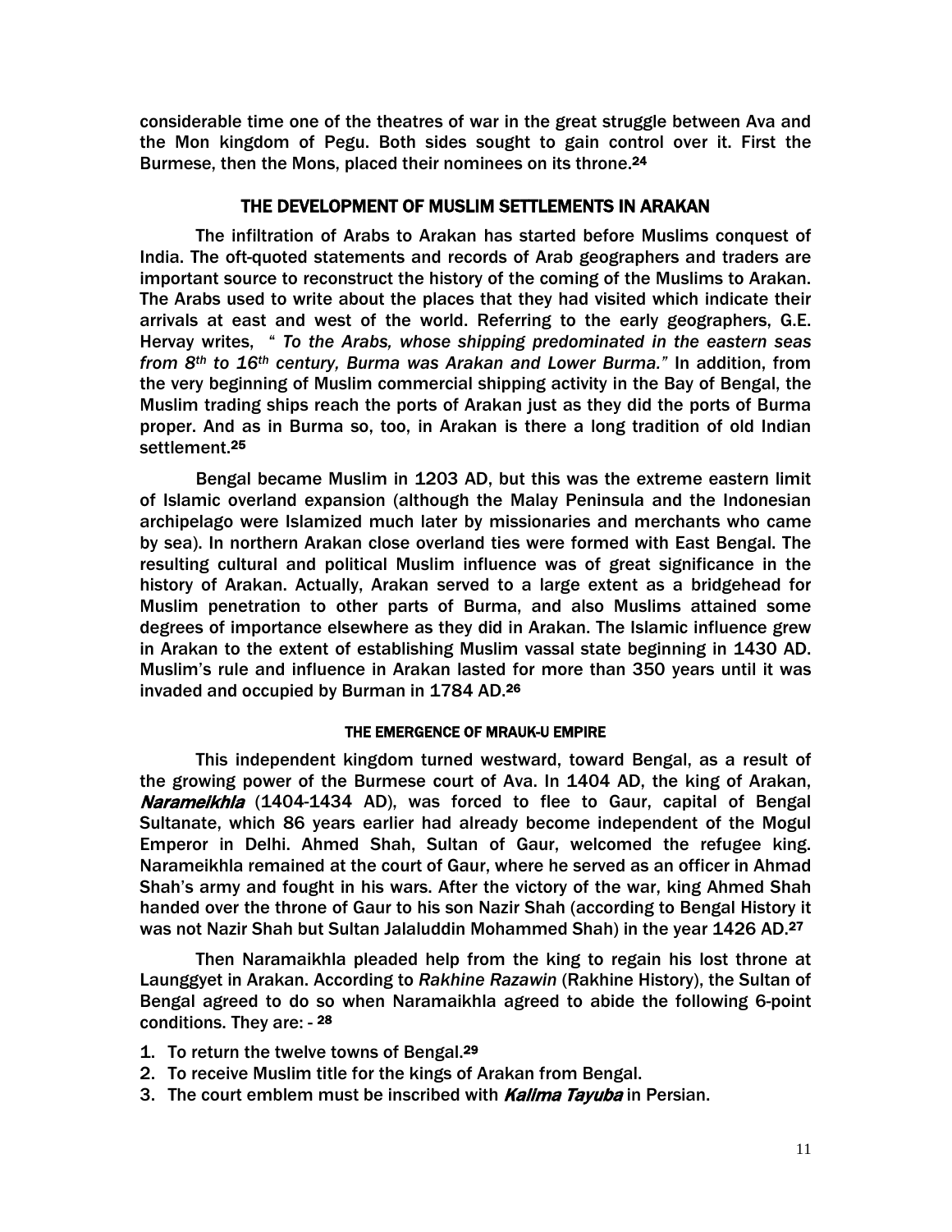considerable time one of the theatres of war in the great struggle between Ava and the Mon kingdom of Pegu. Both sides sought to gain control over it. First the Burmese, then the Mons, placed their nominees on its throne.[24]

## THE DEVELOPMENT OF MUSLIM SETTLEMENTS IN ARAKAN

The infiltration of Arabs to Arakan has started before Muslims conquest of India. The oft-quoted statements and records of Arab geographers and traders are important source to reconstruct the history of the coming of the Muslims to Arakan. The Arabs used to write about the places that they had visited which indicate their arrivals at east and west of the world. Referring to the early geographers, G.E. Hervay writes, *" To the Arabs, whose shipping predominated in the eastern seas from 8th to 16th century, Burma was Arakan and Lower Burma."* In addition, from the very beginning of Muslim commercial shipping activity in the Bay of Bengal, the Muslim trading ships reach the ports of Arakan just as they did the ports of Burma proper. And as in Burma so, too, in Arakan is there a long tradition of old Indian settlement.[25]

Bengal became Muslim in 1203 AD, but this was the extreme eastern limit of Islamic overland expansion (although the Malay Peninsula and the Indonesian archipelago were Islamized much later by missionaries and merchants who came by sea). In northern Arakan close overland ties were formed with East Bengal. The resulting cultural and political Muslim influence was of great significance in the history of Arakan. Actually, Arakan served to a large extent as a bridgehead for Muslim penetration to other parts of Burma, and also Muslims attained some degrees of importance elsewhere as they did in Arakan. The Islamic influence grew in Arakan to the extent of establishing Muslim vassal state beginning in 1430 AD. Muslim's rule and influence in Arakan lasted for more than 350 years until it was invaded and occupied by Burman in 1784 AD.[26]

### THE EMERGENCE OF MRAUK-U EMPIRE

This independent kingdom turned westward, toward Bengal, as a result of the growing power of the Burmese court of Ava. In 1404 AD, the king of Arakan, ***Narameikhla*** (1404-1434 AD), was forced to flee to Gaur, capital of Bengal Sultanate, which 86 years earlier had already become independent of the Mogul Emperor in Delhi. Ahmed Shah, Sultan of Gaur, welcomed the refugee king. Narameikhla remained at the court of Gaur, where he served as an officer in Ahmad Shah's army and fought in his wars. After the victory of the war, king Ahmed Shah handed over the throne of Gaur to his son Nazir Shah (according to Bengal History it was not Nazir Shah but Sultan Jalaluddin Mohammed Shah) in the year 1426 AD.[27]

Then Naramaikhla pleaded help from the king to regain his lost throne at Launggyet in Arakan. According to *Rakhine Razawin* (Rakhine History), the Sultan of Bengal agreed to do so when Naramaikhla agreed to abide the following 6-point conditions. They are: - [28]

1. To return the twelve towns of Bengal.[29]
2. To receive Muslim title for the kings of Arakan from Bengal.
3. The court emblem must be inscribed with ***Kalima Tayuba*** in Persian.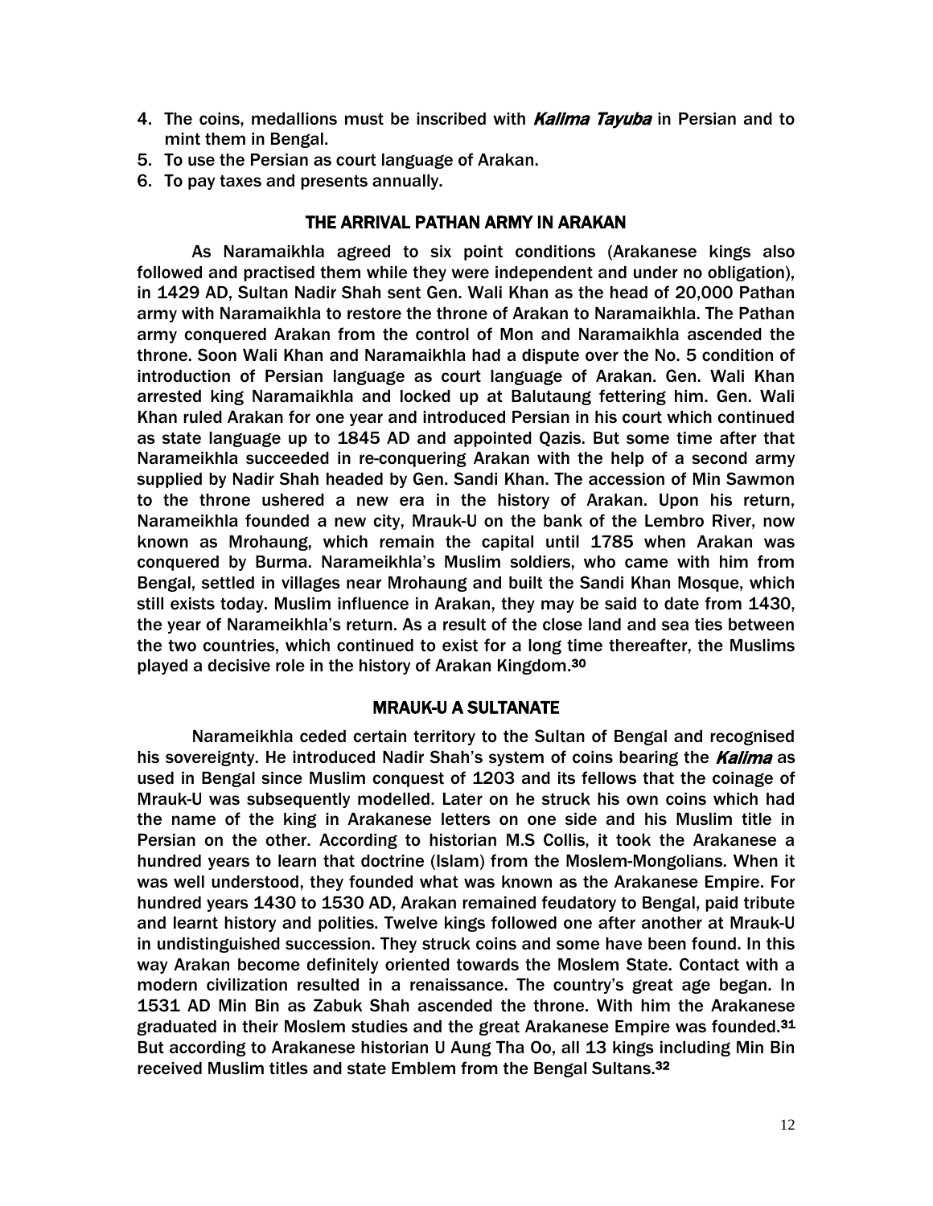4. The coins, medallions must be inscribed with ***Kalima Tayuba*** in Persian and to mint them in Bengal.
5. To use the Persian as court language of Arakan.
6. To pay taxes and presents annually.

## THE ARRIVAL PATHAN ARMY IN ARAKAN

As Naramaikhla agreed to six point conditions (Arakanese kings also followed and practised them while they were independent and under no obligation), in 1429 AD, Sultan Nadir Shah sent Gen. Wali Khan as the head of 20,000 Pathan army with Naramaikhla to restore the throne of Arakan to Naramaikhla. The Pathan army conquered Arakan from the control of Mon and Naramaikhla ascended the throne. Soon Wali Khan and Naramaikhla had a dispute over the No. 5 condition of introduction of Persian language as court language of Arakan. Gen. Wali Khan arrested king Naramaikhla and locked up at Balutaung fettering him. Gen. Wali Khan ruled Arakan for one year and introduced Persian in his court which continued as state language up to 1845 AD and appointed Qazis. But some time after that Narameikhla succeeded in re-conquering Arakan with the help of a second army supplied by Nadir Shah headed by Gen. Sandi Khan. The accession of Min Sawmon to the throne ushered a new era in the history of Arakan. Upon his return, Narameikhla founded a new city, Mrauk-U on the bank of the Lembro River, now known as Mrohaung, which remain the capital until 1785 when Arakan was conquered by Burma. Narameikhla's Muslim soldiers, who came with him from Bengal, settled in villages near Mrohaung and built the Sandi Khan Mosque, which still exists today. Muslim influence in Arakan, they may be said to date from 1430, the year of Narameikhla's return. As a result of the close land and sea ties between the two countries, which continued to exist for a long time thereafter, the Muslims played a decisive role in the history of Arakan Kingdom.[30]

## MRAUK-U A SULTANATE

Narameikhla ceded certain territory to the Sultan of Bengal and recognised his sovereignty. He introduced Nadir Shah's system of coins bearing the ***Kalima*** as used in Bengal since Muslim conquest of 1203 and its fellows that the coinage of Mrauk-U was subsequently modelled. Later on he struck his own coins which had the name of the king in Arakanese letters on one side and his Muslim title in Persian on the other. According to historian M.S Collis, it took the Arakanese a hundred years to learn that doctrine (Islam) from the Moslem-Mongolians. When it was well understood, they founded what was known as the Arakanese Empire. For hundred years 1430 to 1530 AD, Arakan remained feudatory to Bengal, paid tribute and learnt history and polities. Twelve kings followed one after another at Mrauk-U in undistinguished succession. They struck coins and some have been found. In this way Arakan become definitely oriented towards the Moslem State. Contact with a modern civilization resulted in a renaissance. The country's great age began. In 1531 AD Min Bin as Zabuk Shah ascended the throne. With him the Arakanese graduated in their Moslem studies and the great Arakanese Empire was founded.[31] But according to Arakanese historian U Aung Tha Oo, all 13 kings including Min Bin received Muslim titles and state Emblem from the Bengal Sultans.[32]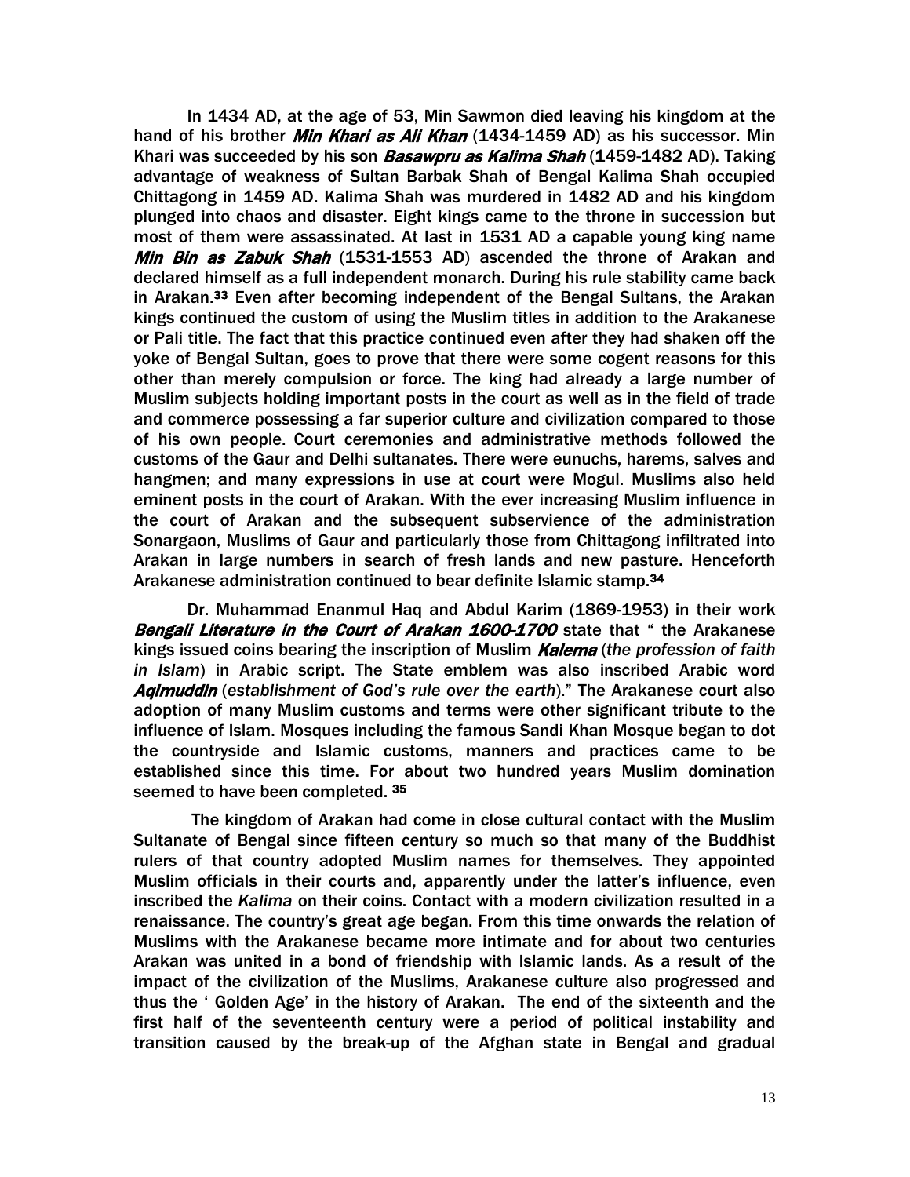In 1434 AD, at the age of 53, Min Sawmon died leaving his kingdom at the hand of his brother ***Min Khari as Ali Khan*** (1434-1459 AD) as his successor. Min Khari was succeeded by his son ***Basawpru as Kalima Shah*** (1459-1482 AD). Taking advantage of weakness of Sultan Barbak Shah of Bengal Kalima Shah occupied Chittagong in 1459 AD. Kalima Shah was murdered in 1482 AD and his kingdom plunged into chaos and disaster. Eight kings came to the throne in succession but most of them were assassinated. At last in 1531 AD a capable young king name ***Min Bin as Zabuk Shah*** (1531-1553 AD) ascended the throne of Arakan and declared himself as a full independent monarch. During his rule stability came back in Arakan.[33] Even after becoming independent of the Bengal Sultans, the Arakan kings continued the custom of using the Muslim titles in addition to the Arakanese or Pali title. The fact that this practice continued even after they had shaken off the yoke of Bengal Sultan, goes to prove that there were some cogent reasons for this other than merely compulsion or force. The king had already a large number of Muslim subjects holding important posts in the court as well as in the field of trade and commerce possessing a far superior culture and civilization compared to those of his own people. Court ceremonies and administrative methods followed the customs of the Gaur and Delhi sultanates. There were eunuchs, harems, salves and hangmen; and many expressions in use at court were Mogul. Muslims also held eminent posts in the court of Arakan. With the ever increasing Muslim influence in the court of Arakan and the subsequent subservience of the administration Sonargaon, Muslims of Gaur and particularly those from Chittagong infiltrated into Arakan in large numbers in search of fresh lands and new pasture. Henceforth Arakanese administration continued to bear definite Islamic stamp.[34]

Dr. Muhammad Enanmul Haq and Abdul Karim (1869-1953) in their work ***Bengali Literature in the Court of Arakan 1600-1700*** state that " the Arakanese kings issued coins bearing the inscription of Muslim ***Kalema*** (*the profession of faith in Islam*) in Arabic script. The State emblem was also inscribed Arabic word ***Aqimuddin*** (*establishment of God's rule over the earth*)." The Arakanese court also adoption of many Muslim customs and terms were other significant tribute to the influence of Islam. Mosques including the famous Sandi Khan Mosque began to dot the countryside and Islamic customs, manners and practices came to be established since this time. For about two hundred years Muslim domination seemed to have been completed. [35]

The kingdom of Arakan had come in close cultural contact with the Muslim Sultanate of Bengal since fifteen century so much so that many of the Buddhist rulers of that country adopted Muslim names for themselves. They appointed Muslim officials in their courts and, apparently under the latter's influence, even inscribed the *Kalima* on their coins. Contact with a modern civilization resulted in a renaissance. The country's great age began. From this time onwards the relation of Muslims with the Arakanese became more intimate and for about two centuries Arakan was united in a bond of friendship with Islamic lands. As a result of the impact of the civilization of the Muslims, Arakanese culture also progressed and thus the ' Golden Age' in the history of Arakan. The end of the sixteenth and the first half of the seventeenth century were a period of political instability and transition caused by the break-up of the Afghan state in Bengal and gradual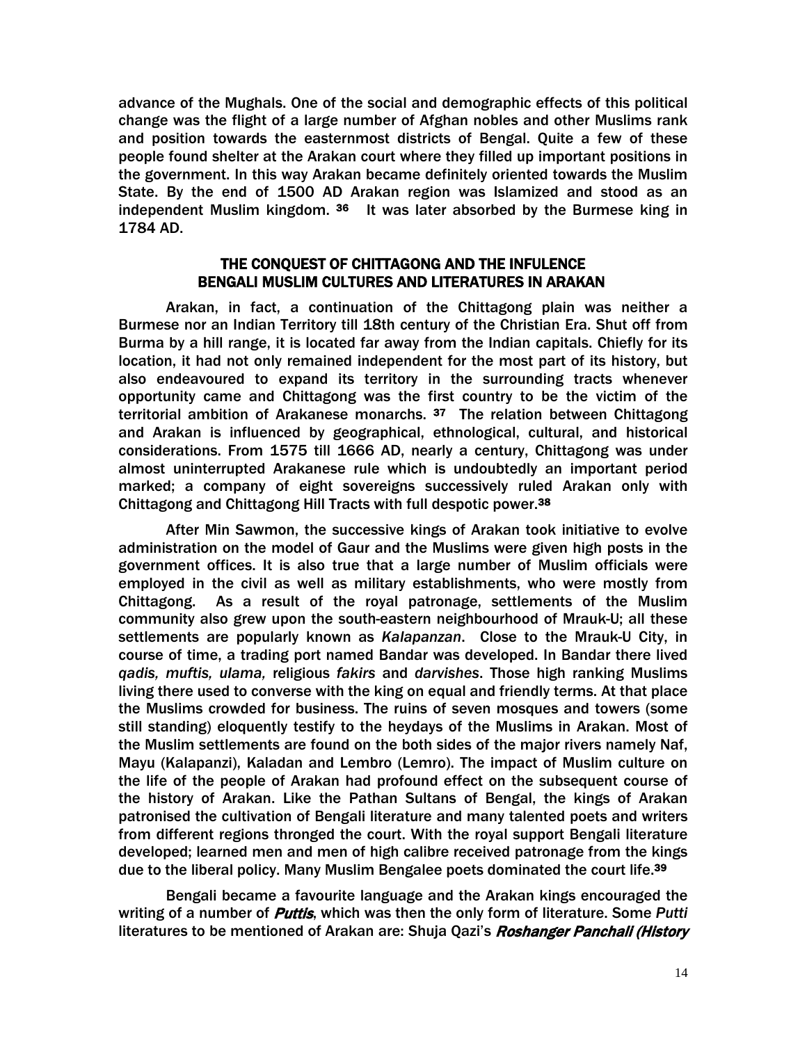advance of the Mughals. One of the social and demographic effects of this political change was the flight of a large number of Afghan nobles and other Muslims rank and position towards the easternmost districts of Bengal. Quite a few of these people found shelter at the Arakan court where they filled up important positions in the government. In this way Arakan became definitely oriented towards the Muslim State. By the end of 1500 AD Arakan region was Islamized and stood as an independent Muslim kingdom. [36] It was later absorbed by the Burmese king in 1784 AD.

## THE CONQUEST OF CHITTAGONG AND THE INFULENCE BENGALI MUSLIM CULTURES AND LITERATURES IN ARAKAN

Arakan, in fact, a continuation of the Chittagong plain was neither a Burmese nor an Indian Territory till 18th century of the Christian Era. Shut off from Burma by a hill range, it is located far away from the Indian capitals. Chiefly for its location, it had not only remained independent for the most part of its history, but also endeavoured to expand its territory in the surrounding tracts whenever opportunity came and Chittagong was the first country to be the victim of the territorial ambition of Arakanese monarchs. [37] The relation between Chittagong and Arakan is influenced by geographical, ethnological, cultural, and historical considerations. From 1575 till 1666 AD, nearly a century, Chittagong was under almost uninterrupted Arakanese rule which is undoubtedly an important period marked; a company of eight sovereigns successively ruled Arakan only with Chittagong and Chittagong Hill Tracts with full despotic power.[38]

After Min Sawmon, the successive kings of Arakan took initiative to evolve administration on the model of Gaur and the Muslims were given high posts in the government offices. It is also true that a large number of Muslim officials were employed in the civil as well as military establishments, who were mostly from Chittagong. As a result of the royal patronage, settlements of the Muslim community also grew upon the south-eastern neighbourhood of Mrauk-U; all these settlements are popularly known as *Kalapanzan*. Close to the Mrauk-U City, in course of time, a trading port named Bandar was developed. In Bandar there lived *qadis, muftis, ulama,* religious *fakirs* and *darvishes*. Those high ranking Muslims living there used to converse with the king on equal and friendly terms. At that place the Muslims crowded for business. The ruins of seven mosques and towers (some still standing) eloquently testify to the heydays of the Muslims in Arakan. Most of the Muslim settlements are found on the both sides of the major rivers namely Naf, Mayu (Kalapanzi), Kaladan and Lembro (Lemro). The impact of Muslim culture on the life of the people of Arakan had profound effect on the subsequent course of the history of Arakan. Like the Pathan Sultans of Bengal, the kings of Arakan patronised the cultivation of Bengali literature and many talented poets and writers from different regions thronged the court. With the royal support Bengali literature developed; learned men and men of high calibre received patronage from the kings due to the liberal policy. Many Muslim Bengalee poets dominated the court life.[39]

Bengali became a favourite language and the Arakan kings encouraged the writing of a number of ***Puttis***, which was then the only form of literature. Some *Putti* literatures to be mentioned of Arakan are: Shuja Qazi's ***Roshanger Panchali (History***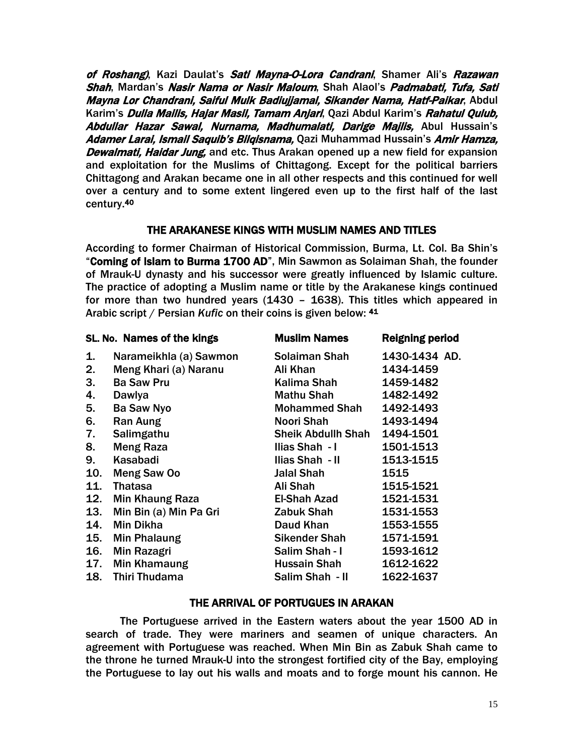*of Roshang)*, Kazi Daulat's *Sati Mayna-O-Lora Candrani*, Shamer Ali's *Razawan Shah*, Mardan's *Nasir Nama or Nasir Maloum*, Shah Alaol's *Padmabati, Tufa, Sati Mayna Lor Chandrani, Saiful Mulk Badiujjamal, Sikander Nama, Hatf-Paikar*, Abdul Karim's *Dulla Mailis, Hajar Masil, Tamam Anjari*, Qazi Abdul Karim's *Rahatul Qulub, Abdullar Hazar Sawal, Nurnama, Madhumalati, Darige Majlis,* Abul Hussain's *Adamer Larai, Ismail Saquib's Bilqisnama,* Qazi Muhammad Hussain's *Amir Hamza, Dewalmati, Haidar Jung,* and etc. Thus Arakan opened up a new field for expansion and exploitation for the Muslims of Chittagong. Except for the political barriers Chittagong and Arakan became one in all other respects and this continued for well over a century and to some extent lingered even up to the first half of the last century.[40]

## THE ARAKANESE KINGS WITH MUSLIM NAMES AND TITLES

According to former Chairman of Historical Commission, Burma, Lt. Col. Ba Shin's "**Coming of Islam to Burma 1700 AD**", Min Sawmon as Solaiman Shah, the founder of Mrauk-U dynasty and his successor were greatly influenced by Islamic culture. The practice of adopting a Muslim name or title by the Arakanese kings continued for more than two hundred years (1430 – 1638). This titles which appeared in Arabic script / Persian *Kufic* on their coins is given below: [41]

| SL. No. | Names of the kings | Muslim Names | Reigning period |
|---|---|---|---|
| 1. | Narameikhla (a) Sawmon | Solaiman Shah | 1430-1434 AD. |
| 2. | Meng Khari (a) Naranu | Ali Khan | 1434-1459 |
| 3. | Ba Saw Pru | Kalima Shah | 1459-1482 |
| 4. | Dawlya | Mathu Shah | 1482-1492 |
| 5. | Ba Saw Nyo | Mohammed Shah | 1492-1493 |
| 6. | Ran Aung | Noori Shah | 1493-1494 |
| 7. | Salimgathu | Sheik Abdullh Shah | 1494-1501 |
| 8. | Meng Raza | Ilias Shah - I | 1501-1513 |
| 9. | Kasabadi | Ilias Shah - II | 1513-1515 |
| 10. | Meng Saw Oo | Jalal Shah | 1515 |
| 11. | Thatasa | Ali Shah | 1515-1521 |
| 12. | Min Khaung Raza | El-Shah Azad | 1521-1531 |
| 13. | Min Bin (a) Min Pa Gri | Zabuk Shah | 1531-1553 |
| 14. | Min Dikha | Daud Khan | 1553-1555 |
| 15. | Min Phalaung | Sikender Shah | 1571-1591 |
| 16. | Min Razagri | Salim Shah - I | 1593-1612 |
| 17. | Min Khamaung | Hussain Shah | 1612-1622 |
| 18. | Thiri Thudama | Salim Shah - II | 1622-1637 |

## THE ARRIVAL OF PORTUGUES IN ARAKAN

The Portuguese arrived in the Eastern waters about the year 1500 AD in search of trade. They were mariners and seamen of unique characters. An agreement with Portuguese was reached. When Min Bin as Zabuk Shah came to the throne he turned Mrauk-U into the strongest fortified city of the Bay, employing the Portuguese to lay out his walls and moats and to forge mount his cannon. He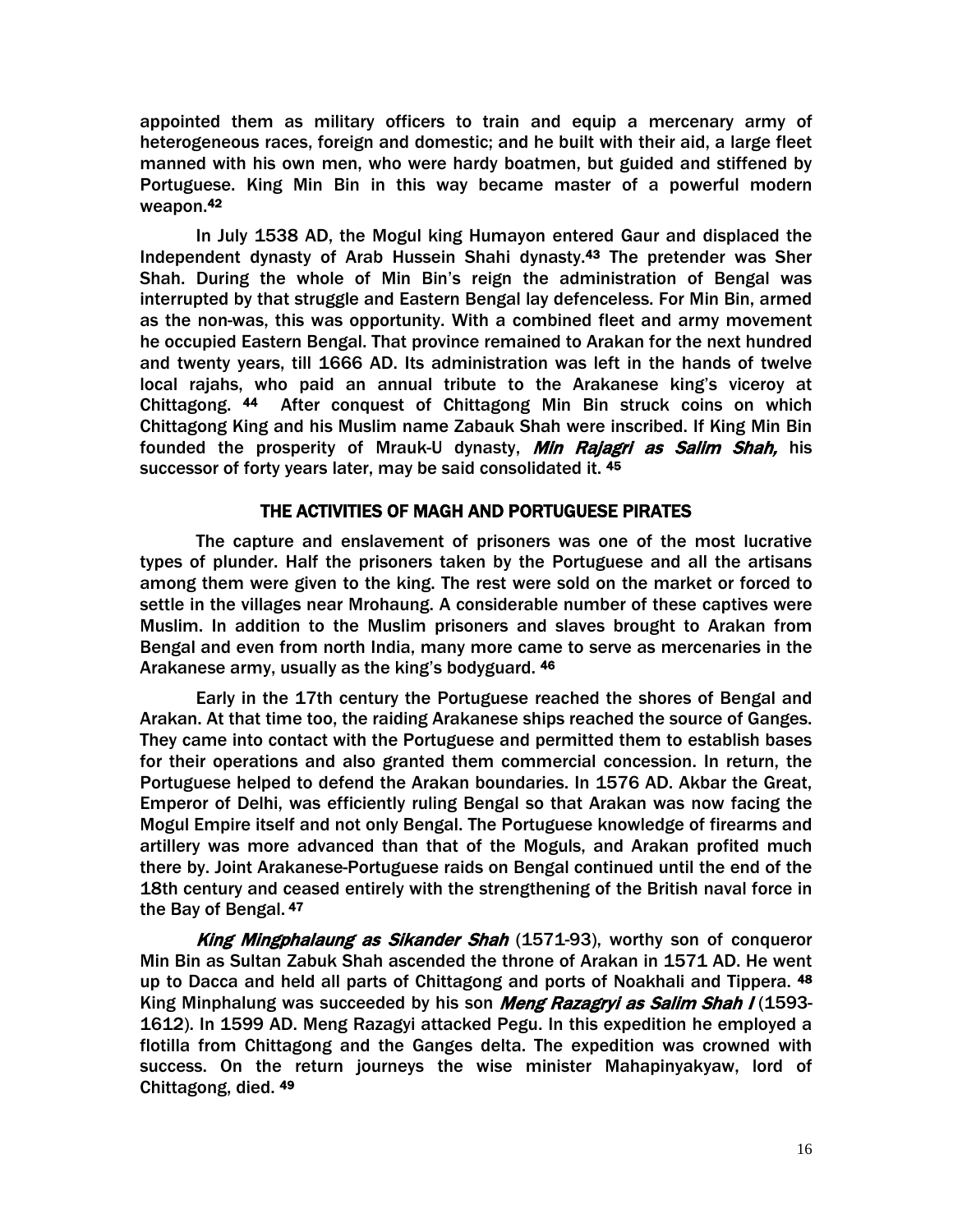appointed them as military officers to train and equip a mercenary army of heterogeneous races, foreign and domestic; and he built with their aid, a large fleet manned with his own men, who were hardy boatmen, but guided and stiffened by Portuguese. King Min Bin in this way became master of a powerful modern weapon.[42]

In July 1538 AD, the Mogul king Humayon entered Gaur and displaced the Independent dynasty of Arab Hussein Shahi dynasty.[43] The pretender was Sher Shah. During the whole of Min Bin's reign the administration of Bengal was interrupted by that struggle and Eastern Bengal lay defenceless. For Min Bin, armed as the non-was, this was opportunity. With a combined fleet and army movement he occupied Eastern Bengal. That province remained to Arakan for the next hundred and twenty years, till 1666 AD. Its administration was left in the hands of twelve local rajahs, who paid an annual tribute to the Arakanese king's viceroy at Chittagong. [44] After conquest of Chittagong Min Bin struck coins on which Chittagong King and his Muslim name Zabauk Shah were inscribed. If King Min Bin founded the prosperity of Mrauk-U dynasty, ***Min Rajagri as Salim Shah,*** his successor of forty years later, may be said consolidated it. [45]

## THE ACTIVITIES OF MAGH AND PORTUGUESE PIRATES

The capture and enslavement of prisoners was one of the most lucrative types of plunder. Half the prisoners taken by the Portuguese and all the artisans among them were given to the king. The rest were sold on the market or forced to settle in the villages near Mrohaung. A considerable number of these captives were Muslim. In addition to the Muslim prisoners and slaves brought to Arakan from Bengal and even from north India, many more came to serve as mercenaries in the Arakanese army, usually as the king's bodyguard. [46]

Early in the 17th century the Portuguese reached the shores of Bengal and Arakan. At that time too, the raiding Arakanese ships reached the source of Ganges. They came into contact with the Portuguese and permitted them to establish bases for their operations and also granted them commercial concession. In return, the Portuguese helped to defend the Arakan boundaries. In 1576 AD. Akbar the Great, Emperor of Delhi, was efficiently ruling Bengal so that Arakan was now facing the Mogul Empire itself and not only Bengal. The Portuguese knowledge of firearms and artillery was more advanced than that of the Moguls, and Arakan profited much there by. Joint Arakanese-Portuguese raids on Bengal continued until the end of the 18th century and ceased entirely with the strengthening of the British naval force in the Bay of Bengal. [47]

***King Mingphalaung as Sikander Shah*** (1571-93), worthy son of conqueror Min Bin as Sultan Zabuk Shah ascended the throne of Arakan in 1571 AD. He went up to Dacca and held all parts of Chittagong and ports of Noakhali and Tippera. [48] King Minphalung was succeeded by his son ***Meng Razagryi as Salim Shah I*** (1593-1612). In 1599 AD. Meng Razagyi attacked Pegu. In this expedition he employed a flotilla from Chittagong and the Ganges delta. The expedition was crowned with success. On the return journeys the wise minister Mahapinyakyaw, lord of Chittagong, died. [49]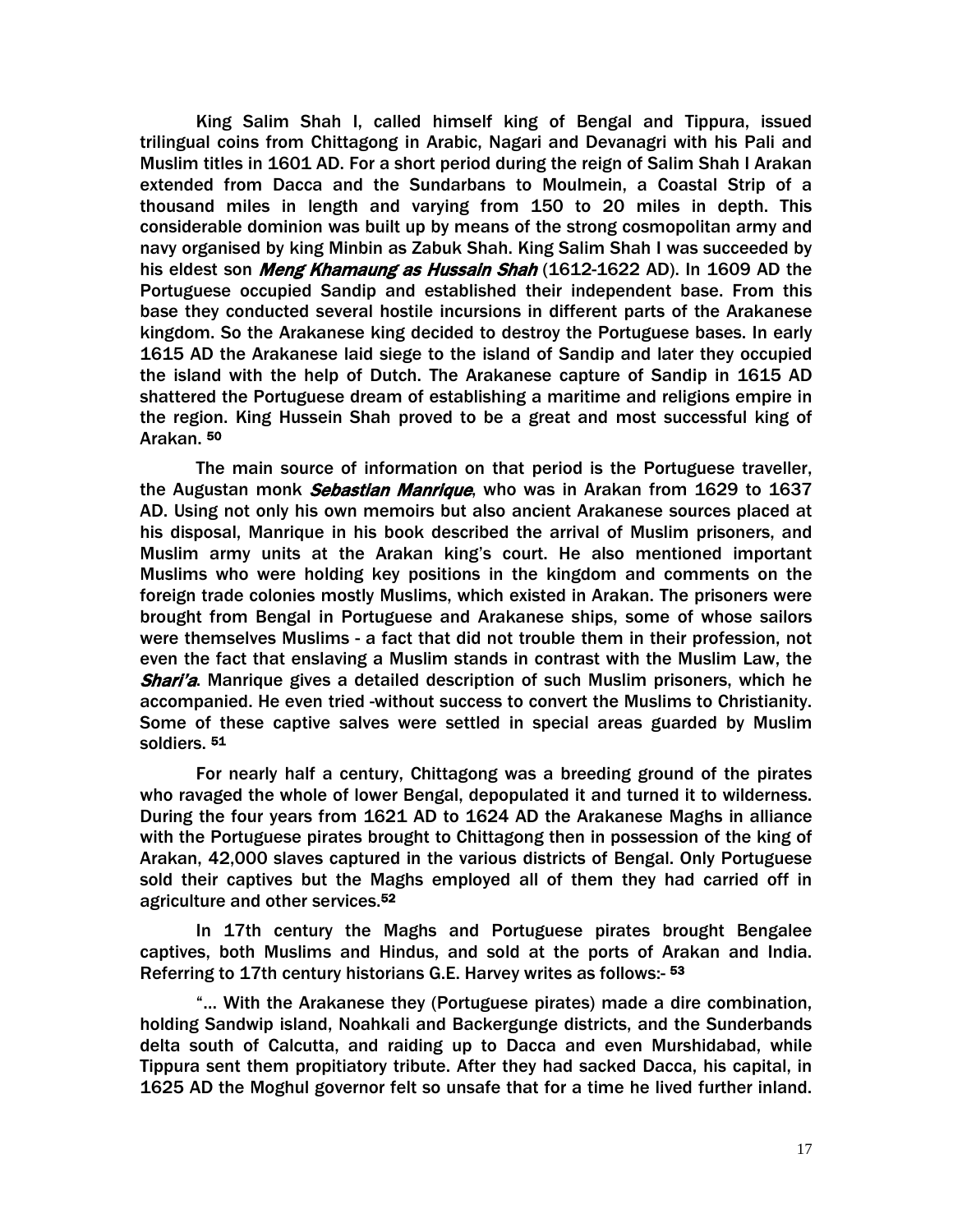King Salim Shah I, called himself king of Bengal and Tippura, issued trilingual coins from Chittagong in Arabic, Nagari and Devanagri with his Pali and Muslim titles in 1601 AD. For a short period during the reign of Salim Shah I Arakan extended from Dacca and the Sundarbans to Moulmein, a Coastal Strip of a thousand miles in length and varying from 150 to 20 miles in depth. This considerable dominion was built up by means of the strong cosmopolitan army and navy organised by king Minbin as Zabuk Shah. King Salim Shah I was succeeded by his eldest son ***Meng Khamaung as Hussain Shah*** (1612-1622 AD). In 1609 AD the Portuguese occupied Sandip and established their independent base. From this base they conducted several hostile incursions in different parts of the Arakanese kingdom. So the Arakanese king decided to destroy the Portuguese bases. In early 1615 AD the Arakanese laid siege to the island of Sandip and later they occupied the island with the help of Dutch. The Arakanese capture of Sandip in 1615 AD shattered the Portuguese dream of establishing a maritime and religions empire in the region. King Hussein Shah proved to be a great and most successful king of Arakan. [50]

The main source of information on that period is the Portuguese traveller, the Augustan monk ***Sebastian Manrique***, who was in Arakan from 1629 to 1637 AD. Using not only his own memoirs but also ancient Arakanese sources placed at his disposal, Manrique in his book described the arrival of Muslim prisoners, and Muslim army units at the Arakan king's court. He also mentioned important Muslims who were holding key positions in the kingdom and comments on the foreign trade colonies mostly Muslims, which existed in Arakan. The prisoners were brought from Bengal in Portuguese and Arakanese ships, some of whose sailors were themselves Muslims - a fact that did not trouble them in their profession, not even the fact that enslaving a Muslim stands in contrast with the Muslim Law, the ***Shari'a***. Manrique gives a detailed description of such Muslim prisoners, which he accompanied. He even tried -without success to convert the Muslims to Christianity. Some of these captive salves were settled in special areas guarded by Muslim soldiers. [51]

For nearly half a century, Chittagong was a breeding ground of the pirates who ravaged the whole of lower Bengal, depopulated it and turned it to wilderness. During the four years from 1621 AD to 1624 AD the Arakanese Maghs in alliance with the Portuguese pirates brought to Chittagong then in possession of the king of Arakan, 42,000 slaves captured in the various districts of Bengal. Only Portuguese sold their captives but the Maghs employed all of them they had carried off in agriculture and other services.[52]

In 17th century the Maghs and Portuguese pirates brought Bengalee captives, both Muslims and Hindus, and sold at the ports of Arakan and India. Referring to 17th century historians G.E. Harvey writes as follows:- [53]

"… With the Arakanese they (Portuguese pirates) made a dire combination, holding Sandwip island, Noahkali and Backergunge districts, and the Sunderbands delta south of Calcutta, and raiding up to Dacca and even Murshidabad, while Tippura sent them propitiatory tribute. After they had sacked Dacca, his capital, in 1625 AD the Moghul governor felt so unsafe that for a time he lived further inland.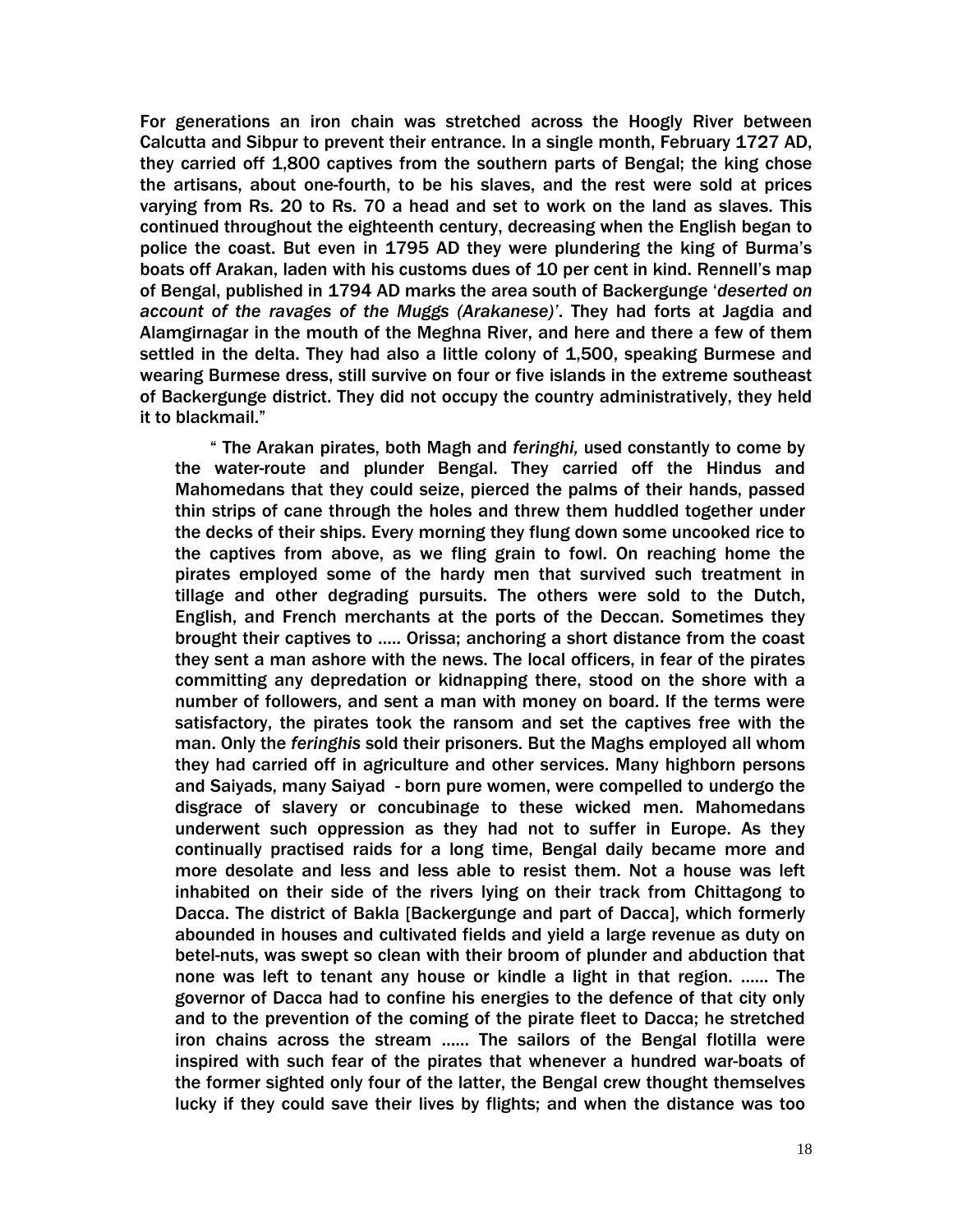For generations an iron chain was stretched across the Hoogly River between Calcutta and Sibpur to prevent their entrance. In a single month, February 1727 AD, they carried off 1,800 captives from the southern parts of Bengal; the king chose the artisans, about one-fourth, to be his slaves, and the rest were sold at prices varying from Rs. 20 to Rs. 70 a head and set to work on the land as slaves. This continued throughout the eighteenth century, decreasing when the English began to police the coast. But even in 1795 AD they were plundering the king of Burma's boats off Arakan, laden with his customs dues of 10 per cent in kind. Rennell's map of Bengal, published in 1794 AD marks the area south of Backergunge '*deserted on account of the ravages of the Muggs (Arakanese)*'. They had forts at Jagdia and Alamgirnagar in the mouth of the Meghna River, and here and there a few of them settled in the delta. They had also a little colony of 1,500, speaking Burmese and wearing Burmese dress, still survive on four or five islands in the extreme southeast of Backergunge district. They did not occupy the country administratively, they held it to blackmail."

> " The Arakan pirates, both Magh and *feringhi,* used constantly to come by the water-route and plunder Bengal. They carried off the Hindus and Mahomedans that they could seize, pierced the palms of their hands, passed thin strips of cane through the holes and threw them huddled together under the decks of their ships. Every morning they flung down some uncooked rice to the captives from above, as we fling grain to fowl. On reaching home the pirates employed some of the hardy men that survived such treatment in tillage and other degrading pursuits. The others were sold to the Dutch, English, and French merchants at the ports of the Deccan. Sometimes they brought their captives to ..... Orissa; anchoring a short distance from the coast they sent a man ashore with the news. The local officers, in fear of the pirates committing any depredation or kidnapping there, stood on the shore with a number of followers, and sent a man with money on board. If the terms were satisfactory, the pirates took the ransom and set the captives free with the man. Only the *feringhis* sold their prisoners. But the Maghs employed all whom they had carried off in agriculture and other services. Many highborn persons and Saiyads, many Saiyad - born pure women, were compelled to undergo the disgrace of slavery or concubinage to these wicked men. Mahomedans underwent such oppression as they had not to suffer in Europe. As they continually practised raids for a long time, Bengal daily became more and more desolate and less and less able to resist them. Not a house was left inhabited on their side of the rivers lying on their track from Chittagong to Dacca. The district of Bakla [Backergunge and part of Dacca], which formerly abounded in houses and cultivated fields and yield a large revenue as duty on betel-nuts, was swept so clean with their broom of plunder and abduction that none was left to tenant any house or kindle a light in that region. ...... The governor of Dacca had to confine his energies to the defence of that city only and to the prevention of the coming of the pirate fleet to Dacca; he stretched iron chains across the stream ...... The sailors of the Bengal flotilla were inspired with such fear of the pirates that whenever a hundred war-boats of the former sighted only four of the latter, the Bengal crew thought themselves lucky if they could save their lives by flights; and when the distance was too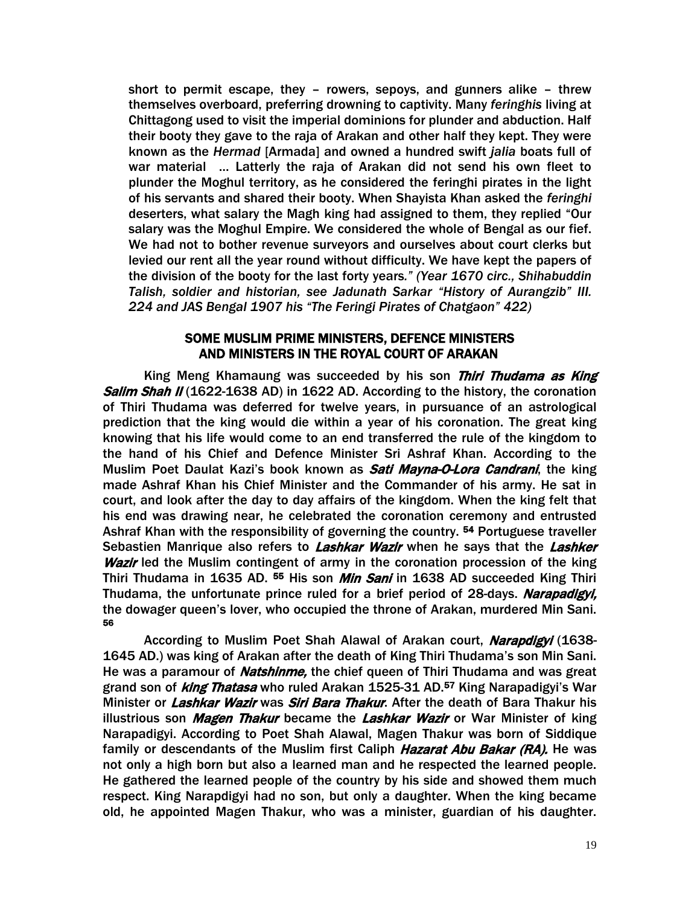short to permit escape, they – rowers, sepoys, and gunners alike – threw themselves overboard, preferring drowning to captivity. Many *feringhis* living at Chittagong used to visit the imperial dominions for plunder and abduction. Half their booty they gave to the raja of Arakan and other half they kept. They were known as the *Hermad* [Armada] and owned a hundred swift *jalia* boats full of war material ... Latterly the raja of Arakan did not send his own fleet to plunder the Moghul territory, as he considered the feringhi pirates in the light of his servants and shared their booty. When Shayista Khan asked the *feringhi* deserters, what salary the Magh king had assigned to them, they replied "Our salary was the Moghul Empire. We considered the whole of Bengal as our fief. We had not to bother revenue surveyors and ourselves about court clerks but levied our rent all the year round without difficulty. We have kept the papers of the division of the booty for the last forty years." *(Year 1670 circ., Shihabuddin Talish, soldier and historian, see Jadunath Sarkar "History of Aurangzib" III. 224 and JAS Bengal 1907 his "The Feringi Pirates of Chatgaon" 422)*

## SOME MUSLIM PRIME MINISTERS, DEFENCE MINISTERS AND MINISTERS IN THE ROYAL COURT OF ARAKAN

King Meng Khamaung was succeeded by his son ***Thiri Thudama as King Salim Shah II*** (1622-1638 AD) in 1622 AD. According to the history, the coronation of Thiri Thudama was deferred for twelve years, in pursuance of an astrological prediction that the king would die within a year of his coronation. The great king knowing that his life would come to an end transferred the rule of the kingdom to the hand of his Chief and Defence Minister Sri Ashraf Khan. According to the Muslim Poet Daulat Kazi's book known as ***Sati Mayna-O-Lora Candrani***, the king made Ashraf Khan his Chief Minister and the Commander of his army. He sat in court, and look after the day to day affairs of the kingdom. When the king felt that his end was drawing near, he celebrated the coronation ceremony and entrusted Ashraf Khan with the responsibility of governing the country. [54] Portuguese traveller Sebastien Manrique also refers to ***Lashkar Wazir*** when he says that the ***Lashker Wazir*** led the Muslim contingent of army in the coronation procession of the king Thiri Thudama in 1635 AD. [55] His son ***Min Sani*** in 1638 AD succeeded King Thiri Thudama, the unfortunate prince ruled for a brief period of 28-days. ***Narapadigyi,*** the dowager queen's lover, who occupied the throne of Arakan, murdered Min Sani. [56]

According to Muslim Poet Shah Alawal of Arakan court, ***Narapdigyi*** (1638-1645 AD.) was king of Arakan after the death of King Thiri Thudama's son Min Sani. He was a paramour of ***Natshinme,*** the chief queen of Thiri Thudama and was great grand son of ***king Thatasa*** who ruled Arakan 1525-31 AD.[57] King Narapadigyi's War Minister or ***Lashkar Wazir*** was ***Siri Bara Thakur***. After the death of Bara Thakur his illustrious son ***Magen Thakur*** became the ***Lashkar Wazir*** or War Minister of king Narapadigyi. According to Poet Shah Alawal, Magen Thakur was born of Siddique family or descendants of the Muslim first Caliph ***Hazarat Abu Bakar (RA).*** He was not only a high born but also a learned man and he respected the learned people. He gathered the learned people of the country by his side and showed them much respect. King Narapdigyi had no son, but only a daughter. When the king became old, he appointed Magen Thakur, who was a minister, guardian of his daughter.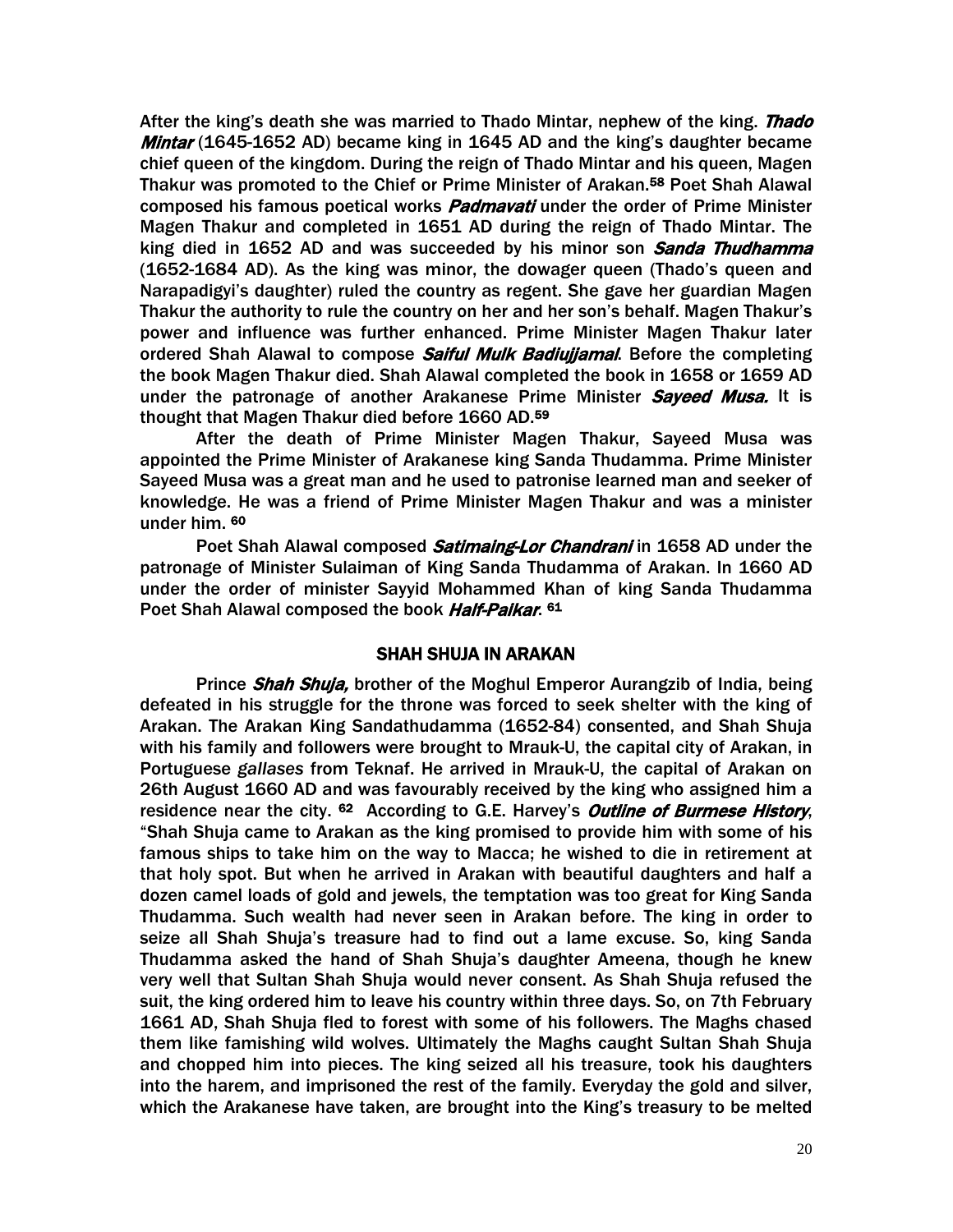After the king's death she was married to Thado Mintar, nephew of the king. ***Thado Mintar*** (1645-1652 AD) became king in 1645 AD and the king's daughter became chief queen of the kingdom. During the reign of Thado Mintar and his queen, Magen Thakur was promoted to the Chief or Prime Minister of Arakan.[58] Poet Shah Alawal composed his famous poetical works ***Padmavati*** under the order of Prime Minister Magen Thakur and completed in 1651 AD during the reign of Thado Mintar. The king died in 1652 AD and was succeeded by his minor son ***Sanda Thudhamma*** (1652-1684 AD). As the king was minor, the dowager queen (Thado's queen and Narapadigyi's daughter) ruled the country as regent. She gave her guardian Magen Thakur the authority to rule the country on her and her son's behalf. Magen Thakur's power and influence was further enhanced. Prime Minister Magen Thakur later ordered Shah Alawal to compose ***Saiful Mulk Badiujjamal***. Before the completing the book Magen Thakur died. Shah Alawal completed the book in 1658 or 1659 AD under the patronage of another Arakanese Prime Minister ***Sayeed Musa.*** It is thought that Magen Thakur died before 1660 AD.[59]

After the death of Prime Minister Magen Thakur, Sayeed Musa was appointed the Prime Minister of Arakanese king Sanda Thudamma. Prime Minister Sayeed Musa was a great man and he used to patronise learned man and seeker of knowledge. He was a friend of Prime Minister Magen Thakur and was a minister under him. [60]

Poet Shah Alawal composed ***Satimaing-Lor Chandrani*** in 1658 AD under the patronage of Minister Sulaiman of King Sanda Thudamma of Arakan. In 1660 AD under the order of minister Sayyid Mohammed Khan of king Sanda Thudamma Poet Shah Alawal composed the book ***Half-Paikar***. [61]

## SHAH SHUJA IN ARAKAN

Prince ***Shah Shuja,*** brother of the Moghul Emperor Aurangzib of India, being defeated in his struggle for the throne was forced to seek shelter with the king of Arakan. The Arakan King Sandathudamma (1652-84) consented, and Shah Shuja with his family and followers were brought to Mrauk-U, the capital city of Arakan, in Portuguese *gallases* from Teknaf. He arrived in Mrauk-U, the capital of Arakan on 26th August 1660 AD and was favourably received by the king who assigned him a residence near the city. [62] According to G.E. Harvey's ***Outline of Burmese History***, "Shah Shuja came to Arakan as the king promised to provide him with some of his famous ships to take him on the way to Macca; he wished to die in retirement at that holy spot. But when he arrived in Arakan with beautiful daughters and half a dozen camel loads of gold and jewels, the temptation was too great for King Sanda Thudamma. Such wealth had never seen in Arakan before. The king in order to seize all Shah Shuja's treasure had to find out a lame excuse. So, king Sanda Thudamma asked the hand of Shah Shuja's daughter Ameena, though he knew very well that Sultan Shah Shuja would never consent. As Shah Shuja refused the suit, the king ordered him to leave his country within three days. So, on 7th February 1661 AD, Shah Shuja fled to forest with some of his followers. The Maghs chased them like famishing wild wolves. Ultimately the Maghs caught Sultan Shah Shuja and chopped him into pieces. The king seized all his treasure, took his daughters into the harem, and imprisoned the rest of the family. Everyday the gold and silver, which the Arakanese have taken, are brought into the King's treasury to be melted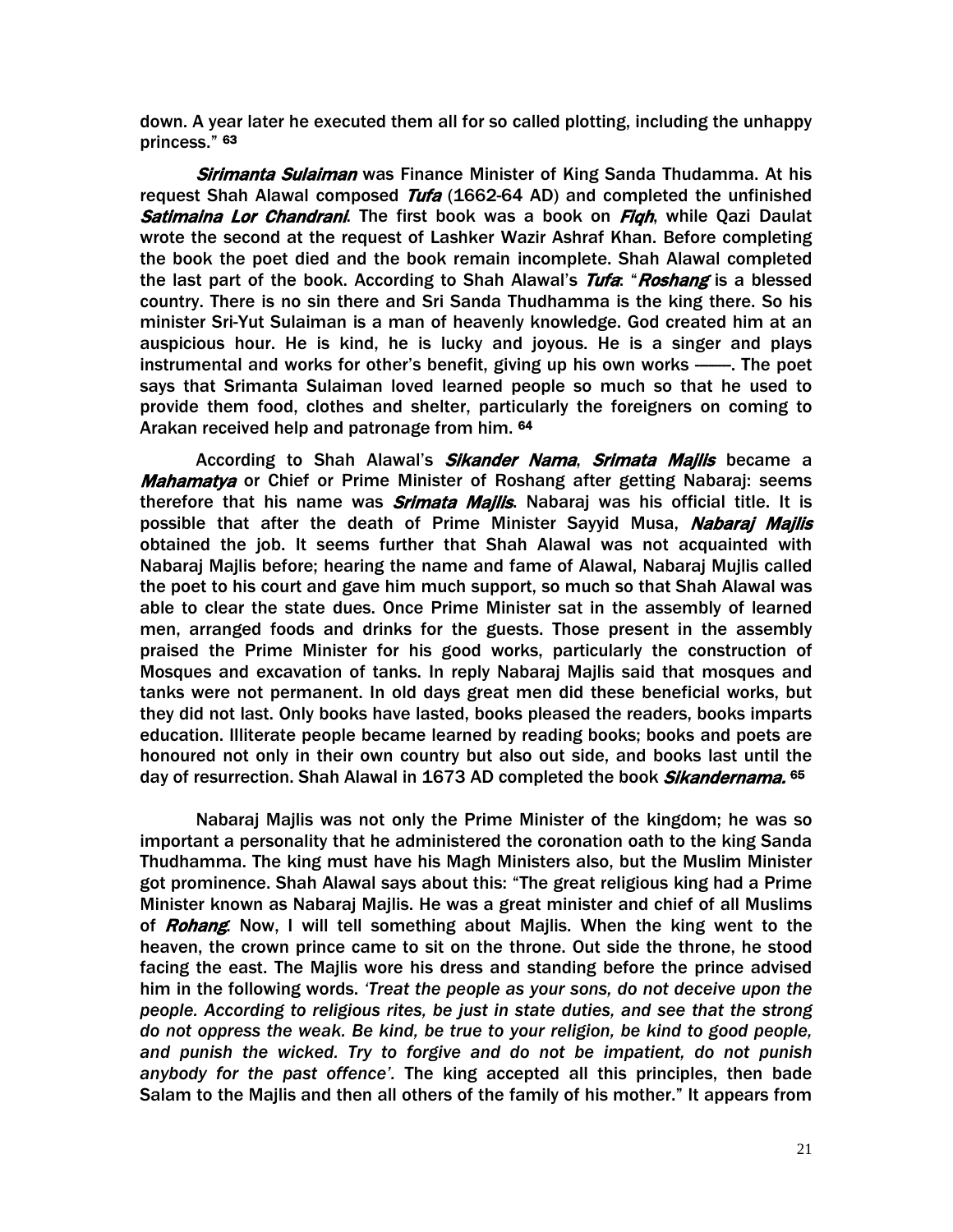down. A year later he executed them all for so called plotting, including the unhappy princess." [63]

***Sirimanta Sulaiman*** was Finance Minister of King Sanda Thudamma. At his request Shah Alawal composed ***Tufa*** (1662-64 AD) and completed the unfinished ***Satimaina Lor Chandrani***. The first book was a book on ***Fiqh***, while Qazi Daulat wrote the second at the request of Lashker Wazir Ashraf Khan. Before completing the book the poet died and the book remain incomplete. Shah Alawal completed the last part of the book. According to Shah Alawal's ***Tufa***: "***Roshang*** is a blessed country. There is no sin there and Sri Sanda Thudhamma is the king there. So his minister Sri-Yut Sulaiman is a man of heavenly knowledge. God created him at an auspicious hour. He is kind, he is lucky and joyous. He is a singer and plays instrumental and works for other's benefit, giving up his own works ——. The poet says that Srimanta Sulaiman loved learned people so much so that he used to provide them food, clothes and shelter, particularly the foreigners on coming to Arakan received help and patronage from him. [64]

According to Shah Alawal's ***Sikander Nama***, ***Srimata Majlis*** became a ***Mahamatya*** or Chief or Prime Minister of Roshang after getting Nabaraj: seems therefore that his name was ***Srimata Majlis***. Nabaraj was his official title. It is possible that after the death of Prime Minister Sayyid Musa, ***Nabaraj Majlis*** obtained the job. It seems further that Shah Alawal was not acquainted with Nabaraj Majlis before; hearing the name and fame of Alawal, Nabaraj Mujlis called the poet to his court and gave him much support, so much so that Shah Alawal was able to clear the state dues. Once Prime Minister sat in the assembly of learned men, arranged foods and drinks for the guests. Those present in the assembly praised the Prime Minister for his good works, particularly the construction of Mosques and excavation of tanks. In reply Nabaraj Majlis said that mosques and tanks were not permanent. In old days great men did these beneficial works, but they did not last. Only books have lasted, books pleased the readers, books imparts education. Illiterate people became learned by reading books; books and poets are honoured not only in their own country but also out side, and books last until the day of resurrection. Shah Alawal in 1673 AD completed the book ***Sikandernama.*** [65]

Nabaraj Majlis was not only the Prime Minister of the kingdom; he was so important a personality that he administered the coronation oath to the king Sanda Thudhamma. The king must have his Magh Ministers also, but the Muslim Minister got prominence. Shah Alawal says about this: "The great religious king had a Prime Minister known as Nabaraj Majlis. He was a great minister and chief of all Muslims of ***Rohang***. Now, I will tell something about Majlis. When the king went to the heaven, the crown prince came to sit on the throne. Out side the throne, he stood facing the east. The Majlis wore his dress and standing before the prince advised him in the following words. *'Treat the people as your sons, do not deceive upon the people. According to religious rites, be just in state duties, and see that the strong do not oppress the weak. Be kind, be true to your religion, be kind to good people, and punish the wicked. Try to forgive and do not be impatient, do not punish anybody for the past offence'.* The king accepted all this principles, then bade Salam to the Majlis and then all others of the family of his mother." It appears from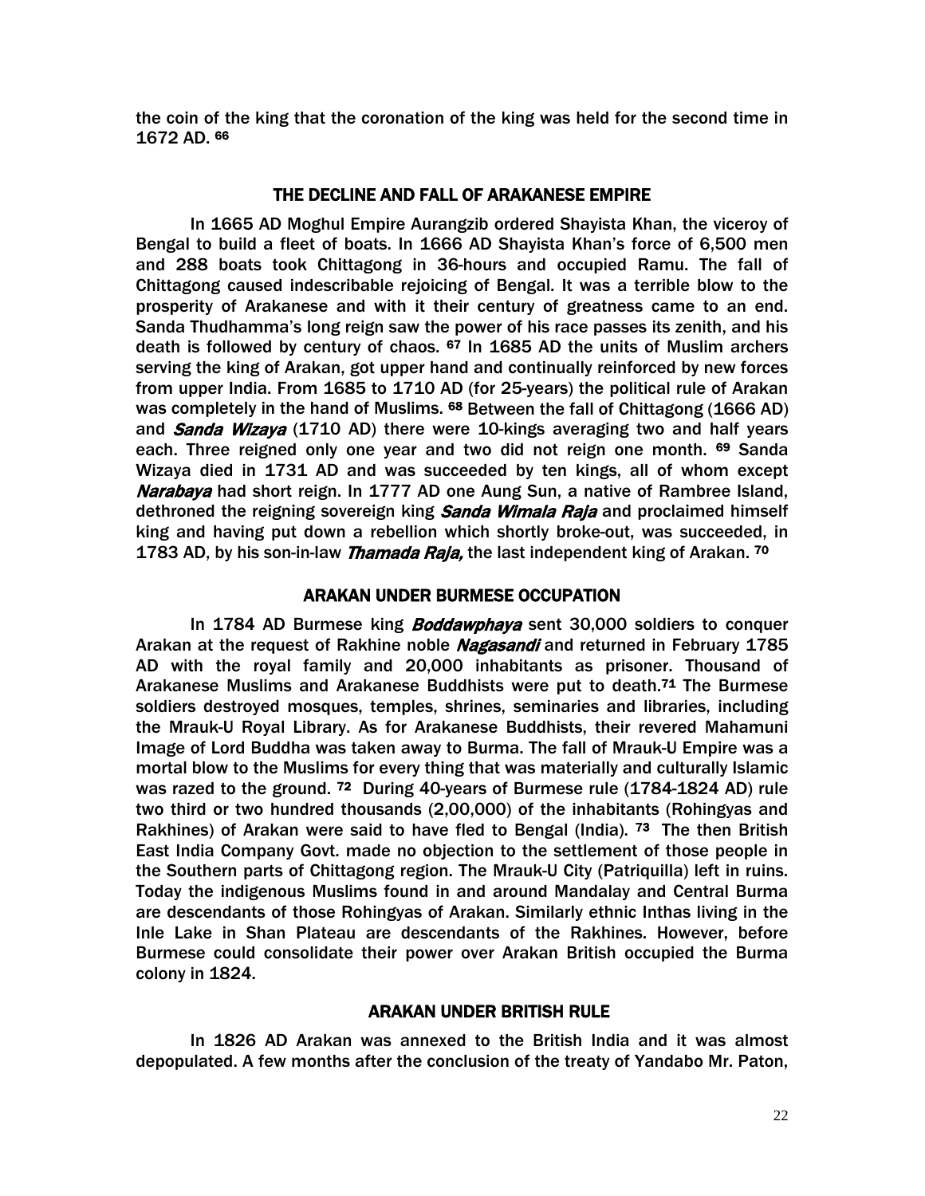the coin of the king that the coronation of the king was held for the second time in 1672 AD. [66]

## THE DECLINE AND FALL OF ARAKANESE EMPIRE

In 1665 AD Moghul Empire Aurangzib ordered Shayista Khan, the viceroy of Bengal to build a fleet of boats. In 1666 AD Shayista Khan's force of 6,500 men and 288 boats took Chittagong in 36-hours and occupied Ramu. The fall of Chittagong caused indescribable rejoicing of Bengal. It was a terrible blow to the prosperity of Arakanese and with it their century of greatness came to an end. Sanda Thudhamma's long reign saw the power of his race passes its zenith, and his death is followed by century of chaos. [67] In 1685 AD the units of Muslim archers serving the king of Arakan, got upper hand and continually reinforced by new forces from upper India. From 1685 to 1710 AD (for 25-years) the political rule of Arakan was completely in the hand of Muslims. [68] Between the fall of Chittagong (1666 AD) and ***Sanda Wizaya*** (1710 AD) there were 10-kings averaging two and half years each. Three reigned only one year and two did not reign one month. [69] Sanda Wizaya died in 1731 AD and was succeeded by ten kings, all of whom except ***Narabaya*** had short reign. In 1777 AD one Aung Sun, a native of Rambree Island, dethroned the reigning sovereign king ***Sanda Wimala Raja*** and proclaimed himself king and having put down a rebellion which shortly broke-out, was succeeded, in 1783 AD, by his son-in-law ***Thamada Raja,*** the last independent king of Arakan. [70]

## ARAKAN UNDER BURMESE OCCUPATION

In 1784 AD Burmese king ***Boddawphaya*** sent 30,000 soldiers to conquer Arakan at the request of Rakhine noble ***Nagasandi*** and returned in February 1785 AD with the royal family and 20,000 inhabitants as prisoner. Thousand of Arakanese Muslims and Arakanese Buddhists were put to death.[71] The Burmese soldiers destroyed mosques, temples, shrines, seminaries and libraries, including the Mrauk-U Royal Library. As for Arakanese Buddhists, their revered Mahamuni Image of Lord Buddha was taken away to Burma. The fall of Mrauk-U Empire was a mortal blow to the Muslims for every thing that was materially and culturally Islamic was razed to the ground. [72] During 40-years of Burmese rule (1784-1824 AD) rule two third or two hundred thousands (2,00,000) of the inhabitants (Rohingyas and Rakhines) of Arakan were said to have fled to Bengal (India). [73] The then British East India Company Govt. made no objection to the settlement of those people in the Southern parts of Chittagong region. The Mrauk-U City (Patriquilla) left in ruins. Today the indigenous Muslims found in and around Mandalay and Central Burma are descendants of those Rohingyas of Arakan. Similarly ethnic Inthas living in the Inle Lake in Shan Plateau are descendants of the Rakhines. However, before Burmese could consolidate their power over Arakan British occupied the Burma colony in 1824.

## ARAKAN UNDER BRITISH RULE

In 1826 AD Arakan was annexed to the British India and it was almost depopulated. A few months after the conclusion of the treaty of Yandabo Mr. Paton,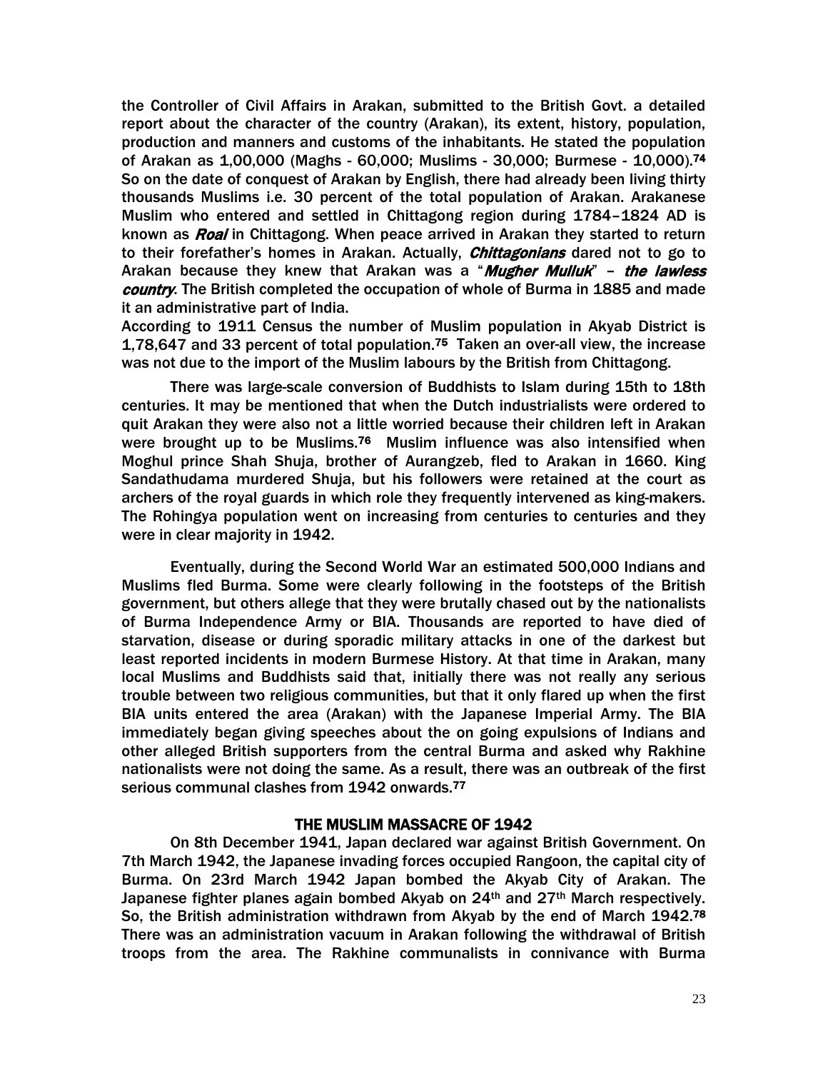the Controller of Civil Affairs in Arakan, submitted to the British Govt. a detailed report about the character of the country (Arakan), its extent, history, population, production and manners and customs of the inhabitants. He stated the population of Arakan as 1,00,000 (Maghs - 60,000; Muslims - 30,000; Burmese - 10,000).[74] So on the date of conquest of Arakan by English, there had already been living thirty thousands Muslims i.e. 30 percent of the total population of Arakan. Arakanese Muslim who entered and settled in Chittagong region during 1784–1824 AD is known as ***Roai*** in Chittagong. When peace arrived in Arakan they started to return to their forefather's homes in Arakan. Actually, ***Chittagonians*** dared not to go to Arakan because they knew that Arakan was a "***Mugher Mulluk***" – ***the lawless country***. The British completed the occupation of whole of Burma in 1885 and made it an administrative part of India.

According to 1911 Census the number of Muslim population in Akyab District is 1,78,647 and 33 percent of total population.[75] Taken an over-all view, the increase was not due to the import of the Muslim labours by the British from Chittagong.

There was large-scale conversion of Buddhists to Islam during 15th to 18th centuries. It may be mentioned that when the Dutch industrialists were ordered to quit Arakan they were also not a little worried because their children left in Arakan were brought up to be Muslims.[76] Muslim influence was also intensified when Moghul prince Shah Shuja, brother of Aurangzeb, fled to Arakan in 1660. King Sandathudama murdered Shuja, but his followers were retained at the court as archers of the royal guards in which role they frequently intervened as king-makers. The Rohingya population went on increasing from centuries to centuries and they were in clear majority in 1942.

Eventually, during the Second World War an estimated 500,000 Indians and Muslims fled Burma. Some were clearly following in the footsteps of the British government, but others allege that they were brutally chased out by the nationalists of Burma Independence Army or BIA. Thousands are reported to have died of starvation, disease or during sporadic military attacks in one of the darkest but least reported incidents in modern Burmese History. At that time in Arakan, many local Muslims and Buddhists said that, initially there was not really any serious trouble between two religious communities, but that it only flared up when the first BIA units entered the area (Arakan) with the Japanese Imperial Army. The BIA immediately began giving speeches about the on going expulsions of Indians and other alleged British supporters from the central Burma and asked why Rakhine nationalists were not doing the same. As a result, there was an outbreak of the first serious communal clashes from 1942 onwards.[77]

## THE MUSLIM MASSACRE OF 1942

On 8th December 1941, Japan declared war against British Government. On 7th March 1942, the Japanese invading forces occupied Rangoon, the capital city of Burma. On 23rd March 1942 Japan bombed the Akyab City of Arakan. The Japanese fighter planes again bombed Akyab on 24th and 27th March respectively. So, the British administration withdrawn from Akyab by the end of March 1942.[78] There was an administration vacuum in Arakan following the withdrawal of British troops from the area. The Rakhine communalists in connivance with Burma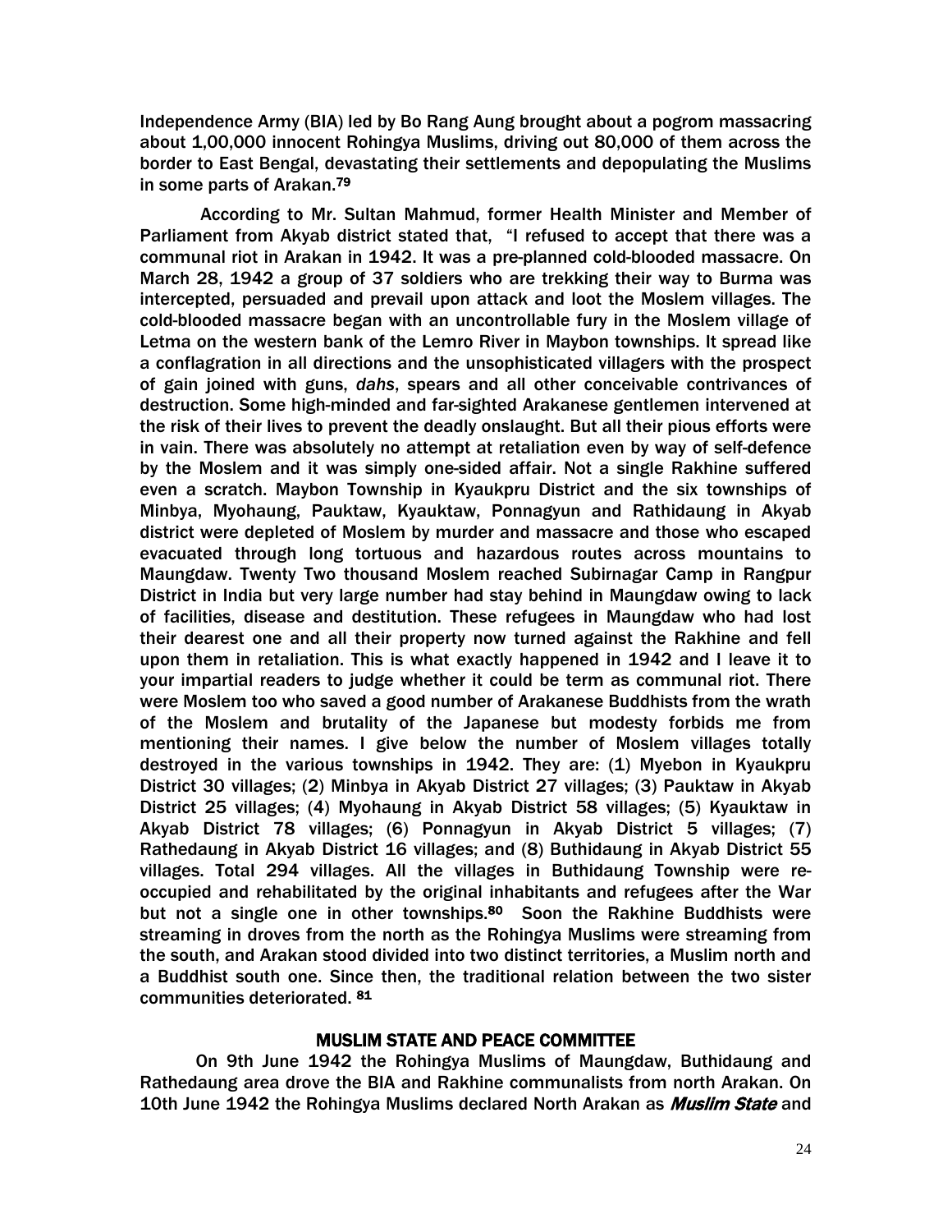Independence Army (BIA) led by Bo Rang Aung brought about a pogrom massacring about 1,00,000 innocent Rohingya Muslims, driving out 80,000 of them across the border to East Bengal, devastating their settlements and depopulating the Muslims in some parts of Arakan.[79]

According to Mr. Sultan Mahmud, former Health Minister and Member of Parliament from Akyab district stated that, "I refused to accept that there was a communal riot in Arakan in 1942. It was a pre-planned cold-blooded massacre. On March 28, 1942 a group of 37 soldiers who are trekking their way to Burma was intercepted, persuaded and prevail upon attack and loot the Moslem villages. The cold-blooded massacre began with an uncontrollable fury in the Moslem village of Letma on the western bank of the Lemro River in Maybon townships. It spread like a conflagration in all directions and the unsophisticated villagers with the prospect of gain joined with guns, *dahs*, spears and all other conceivable contrivances of destruction. Some high-minded and far-sighted Arakanese gentlemen intervened at the risk of their lives to prevent the deadly onslaught. But all their pious efforts were in vain. There was absolutely no attempt at retaliation even by way of self-defence by the Moslem and it was simply one-sided affair. Not a single Rakhine suffered even a scratch. Maybon Township in Kyaukpru District and the six townships of Minbya, Myohaung, Pauktaw, Kyauktaw, Ponnagyun and Rathidaung in Akyab district were depleted of Moslem by murder and massacre and those who escaped evacuated through long tortuous and hazardous routes across mountains to Maungdaw. Twenty Two thousand Moslem reached Subirnagar Camp in Rangpur District in India but very large number had stay behind in Maungdaw owing to lack of facilities, disease and destitution. These refugees in Maungdaw who had lost their dearest one and all their property now turned against the Rakhine and fell upon them in retaliation. This is what exactly happened in 1942 and I leave it to your impartial readers to judge whether it could be term as communal riot. There were Moslem too who saved a good number of Arakanese Buddhists from the wrath of the Moslem and brutality of the Japanese but modesty forbids me from mentioning their names. I give below the number of Moslem villages totally destroyed in the various townships in 1942. They are: (1) Myebon in Kyaukpru District 30 villages; (2) Minbya in Akyab District 27 villages; (3) Pauktaw in Akyab District 25 villages; (4) Myohaung in Akyab District 58 villages; (5) Kyauktaw in Akyab District 78 villages; (6) Ponnagyun in Akyab District 5 villages; (7) Rathedaung in Akyab District 16 villages; and (8) Buthidaung in Akyab District 55 villages. Total 294 villages. All the villages in Buthidaung Township were re-occupied and rehabilitated by the original inhabitants and refugees after the War but not a single one in other townships.[80] Soon the Rakhine Buddhists were streaming in droves from the north as the Rohingya Muslims were streaming from the south, and Arakan stood divided into two distinct territories, a Muslim north and a Buddhist south one. Since then, the traditional relation between the two sister communities deteriorated.[81]

## MUSLIM STATE AND PEACE COMMITTEE

On 9th June 1942 the Rohingya Muslims of Maungdaw, Buthidaung and Rathedaung area drove the BIA and Rakhine communalists from north Arakan. On 10th June 1942 the Rohingya Muslims declared North Arakan as ***Muslim State*** and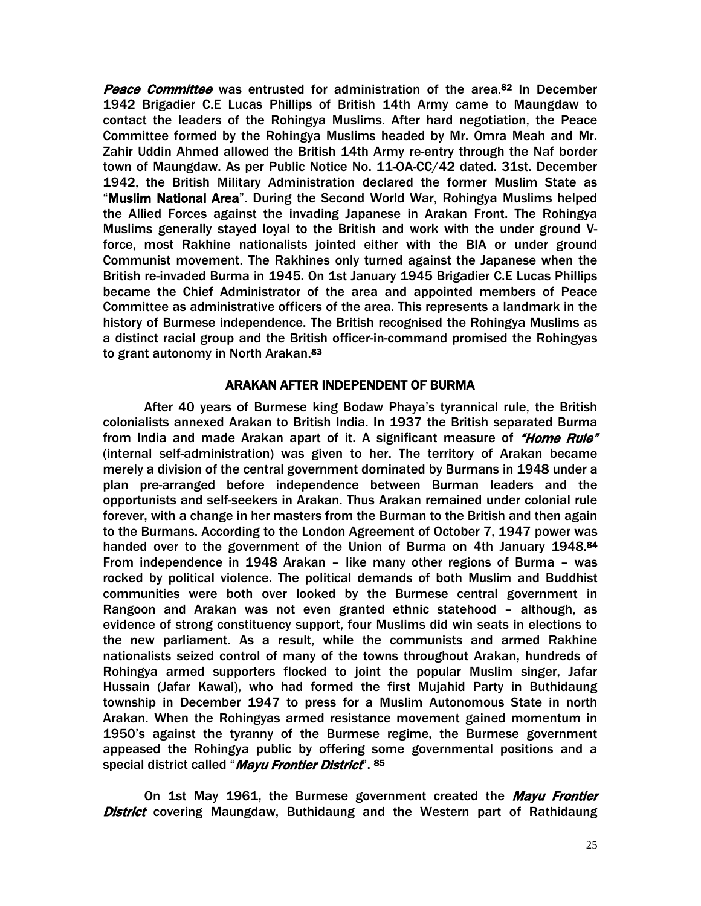***Peace Committee*** was entrusted for administration of the area.[82] In December 1942 Brigadier C.E Lucas Phillips of British 14th Army came to Maungdaw to contact the leaders of the Rohingya Muslims. After hard negotiation, the Peace Committee formed by the Rohingya Muslims headed by Mr. Omra Meah and Mr. Zahir Uddin Ahmed allowed the British 14th Army re-entry through the Naf border town of Maungdaw. As per Public Notice No. 11-OA-CC/42 dated. 31st. December 1942, the British Military Administration declared the former Muslim State as "**Muslim National Area**". During the Second World War, Rohingya Muslims helped the Allied Forces against the invading Japanese in Arakan Front. The Rohingya Muslims generally stayed loyal to the British and work with the under ground V-force, most Rakhine nationalists jointed either with the BIA or under ground Communist movement. The Rakhines only turned against the Japanese when the British re-invaded Burma in 1945. On 1st January 1945 Brigadier C.E Lucas Phillips became the Chief Administrator of the area and appointed members of Peace Committee as administrative officers of the area. This represents a landmark in the history of Burmese independence. The British recognised the Rohingya Muslims as a distinct racial group and the British officer-in-command promised the Rohingyas to grant autonomy in North Arakan.[83]

## ARAKAN AFTER INDEPENDENT OF BURMA

After 40 years of Burmese king Bodaw Phaya's tyrannical rule, the British colonialists annexed Arakan to British India. In 1937 the British separated Burma from India and made Arakan apart of it. A significant measure of ***"Home Rule"*** (internal self-administration) was given to her. The territory of Arakan became merely a division of the central government dominated by Burmans in 1948 under a plan pre-arranged before independence between Burman leaders and the opportunists and self-seekers in Arakan. Thus Arakan remained under colonial rule forever, with a change in her masters from the Burman to the British and then again to the Burmans. According to the London Agreement of October 7, 1947 power was handed over to the government of the Union of Burma on 4th January 1948.[84] From independence in 1948 Arakan – like many other regions of Burma – was rocked by political violence. The political demands of both Muslim and Buddhist communities were both over looked by the Burmese central government in Rangoon and Arakan was not even granted ethnic statehood – although, as evidence of strong constituency support, four Muslims did win seats in elections to the new parliament. As a result, while the communists and armed Rakhine nationalists seized control of many of the towns throughout Arakan, hundreds of Rohingya armed supporters flocked to joint the popular Muslim singer, Jafar Hussain (Jafar Kawal), who had formed the first Mujahid Party in Buthidaung township in December 1947 to press for a Muslim Autonomous State in north Arakan. When the Rohingyas armed resistance movement gained momentum in 1950's against the tyranny of the Burmese regime, the Burmese government appeased the Rohingya public by offering some governmental positions and a special district called "***Mayu Frontier District***". [85]

On 1st May 1961, the Burmese government created the ***Mayu Frontier District*** covering Maungdaw, Buthidaung and the Western part of Rathidaung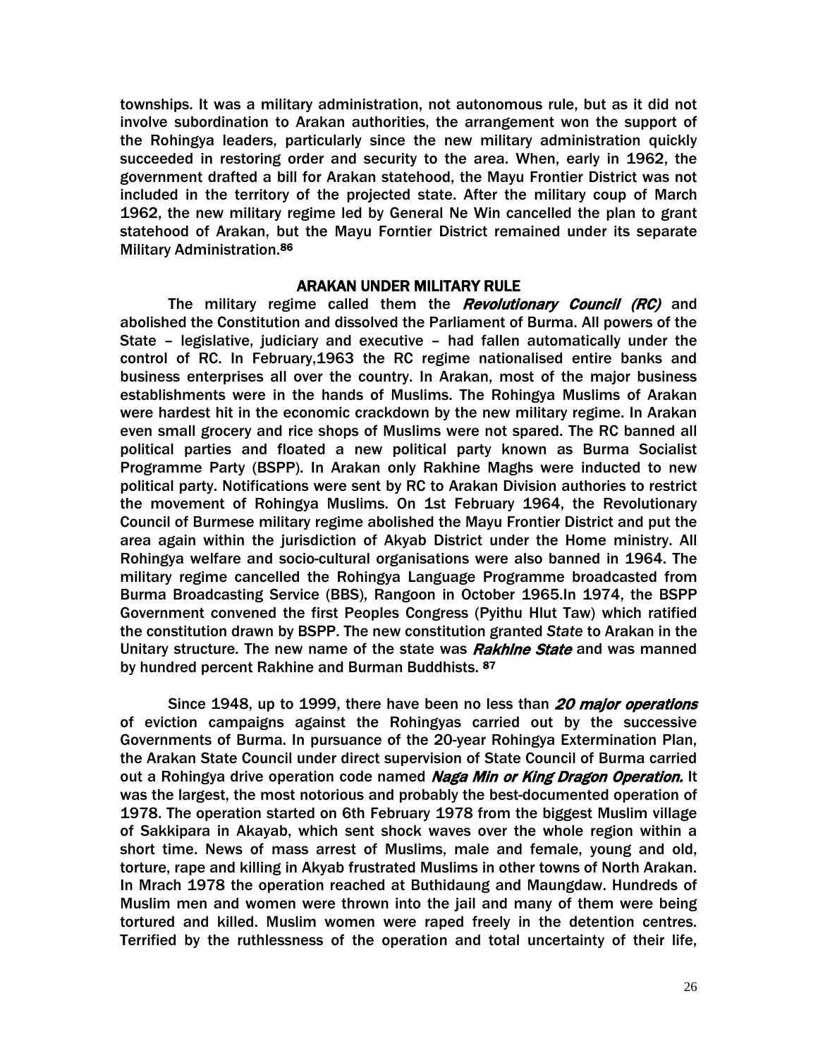townships. It was a military administration, not autonomous rule, but as it did not involve subordination to Arakan authorities, the arrangement won the support of the Rohingya leaders, particularly since the new military administration quickly succeeded in restoring order and security to the area. When, early in 1962, the government drafted a bill for Arakan statehood, the Mayu Frontier District was not included in the territory of the projected state. After the military coup of March 1962, the new military regime led by General Ne Win cancelled the plan to grant statehood of Arakan, but the Mayu Forntier District remained under its separate Military Administration.[86]

## ARAKAN UNDER MILITARY RULE

The military regime called them the ***Revolutionary Council (RC)*** and abolished the Constitution and dissolved the Parliament of Burma. All powers of the State – legislative, judiciary and executive – had fallen automatically under the control of RC. In February,1963 the RC regime nationalised entire banks and business enterprises all over the country. In Arakan, most of the major business establishments were in the hands of Muslims. The Rohingya Muslims of Arakan were hardest hit in the economic crackdown by the new military regime. In Arakan even small grocery and rice shops of Muslims were not spared. The RC banned all political parties and floated a new political party known as Burma Socialist Programme Party (BSPP). In Arakan only Rakhine Maghs were inducted to new political party. Notifications were sent by RC to Arakan Division authories to restrict the movement of Rohingya Muslims. On 1st February 1964, the Revolutionary Council of Burmese military regime abolished the Mayu Frontier District and put the area again within the jurisdiction of Akyab District under the Home ministry. All Rohingya welfare and socio-cultural organisations were also banned in 1964. The military regime cancelled the Rohingya Language Programme broadcasted from Burma Broadcasting Service (BBS), Rangoon in October 1965.In 1974, the BSPP Government convened the first Peoples Congress (Pyithu Hlut Taw) which ratified the constitution drawn by BSPP. The new constitution granted *State* to Arakan in the Unitary structure. The new name of the state was ***Rakhine State*** and was manned by hundred percent Rakhine and Burman Buddhists. [87]

Since 1948, up to 1999, there have been no less than ***20 major operations*** of eviction campaigns against the Rohingyas carried out by the successive Governments of Burma. In pursuance of the 20-year Rohingya Extermination Plan, the Arakan State Council under direct supervision of State Council of Burma carried out a Rohingya drive operation code named ***Naga Min or King Dragon Operation.*** It was the largest, the most notorious and probably the best-documented operation of 1978. The operation started on 6th February 1978 from the biggest Muslim village of Sakkipara in Akayab, which sent shock waves over the whole region within a short time. News of mass arrest of Muslims, male and female, young and old, torture, rape and killing in Akyab frustrated Muslims in other towns of North Arakan. In Mrach 1978 the operation reached at Buthidaung and Maungdaw. Hundreds of Muslim men and women were thrown into the jail and many of them were being tortured and killed. Muslim women were raped freely in the detention centres. Terrified by the ruthlessness of the operation and total uncertainty of their life,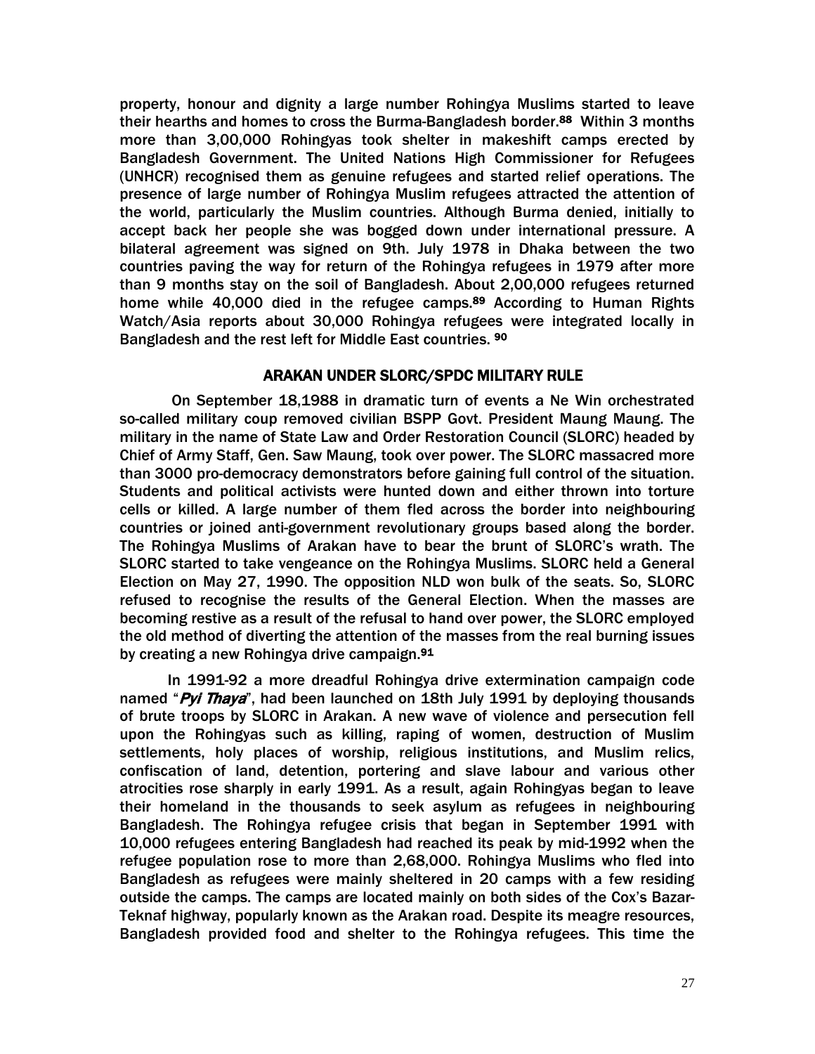property, honour and dignity a large number Rohingya Muslims started to leave their hearths and homes to cross the Burma-Bangladesh border.[88] Within 3 months more than 3,00,000 Rohingyas took shelter in makeshift camps erected by Bangladesh Government. The United Nations High Commissioner for Refugees (UNHCR) recognised them as genuine refugees and started relief operations. The presence of large number of Rohingya Muslim refugees attracted the attention of the world, particularly the Muslim countries. Although Burma denied, initially to accept back her people she was bogged down under international pressure. A bilateral agreement was signed on 9th. July 1978 in Dhaka between the two countries paving the way for return of the Rohingya refugees in 1979 after more than 9 months stay on the soil of Bangladesh. About 2,00,000 refugees returned home while 40,000 died in the refugee camps.[89] According to Human Rights Watch/Asia reports about 30,000 Rohingya refugees were integrated locally in Bangladesh and the rest left for Middle East countries. [90]

## ARAKAN UNDER SLORC/SPDC MILITARY RULE

On September 18,1988 in dramatic turn of events a Ne Win orchestrated so-called military coup removed civilian BSPP Govt. President Maung Maung. The military in the name of State Law and Order Restoration Council (SLORC) headed by Chief of Army Staff, Gen. Saw Maung, took over power. The SLORC massacred more than 3000 pro-democracy demonstrators before gaining full control of the situation. Students and political activists were hunted down and either thrown into torture cells or killed. A large number of them fled across the border into neighbouring countries or joined anti-government revolutionary groups based along the border. The Rohingya Muslims of Arakan have to bear the brunt of SLORC's wrath. The SLORC started to take vengeance on the Rohingya Muslims. SLORC held a General Election on May 27, 1990. The opposition NLD won bulk of the seats. So, SLORC refused to recognise the results of the General Election. When the masses are becoming restive as a result of the refusal to hand over power, the SLORC employed the old method of diverting the attention of the masses from the real burning issues by creating a new Rohingya drive campaign.[91]

In 1991-92 a more dreadful Rohingya drive extermination campaign code named "*Pyi Thaya*", had been launched on 18th July 1991 by deploying thousands of brute troops by SLORC in Arakan. A new wave of violence and persecution fell upon the Rohingyas such as killing, raping of women, destruction of Muslim settlements, holy places of worship, religious institutions, and Muslim relics, confiscation of land, detention, portering and slave labour and various other atrocities rose sharply in early 1991. As a result, again Rohingyas began to leave their homeland in the thousands to seek asylum as refugees in neighbouring Bangladesh. The Rohingya refugee crisis that began in September 1991 with 10,000 refugees entering Bangladesh had reached its peak by mid-1992 when the refugee population rose to more than 2,68,000. Rohingya Muslims who fled into Bangladesh as refugees were mainly sheltered in 20 camps with a few residing outside the camps. The camps are located mainly on both sides of the Cox's Bazar-Teknaf highway, popularly known as the Arakan road. Despite its meagre resources, Bangladesh provided food and shelter to the Rohingya refugees. This time the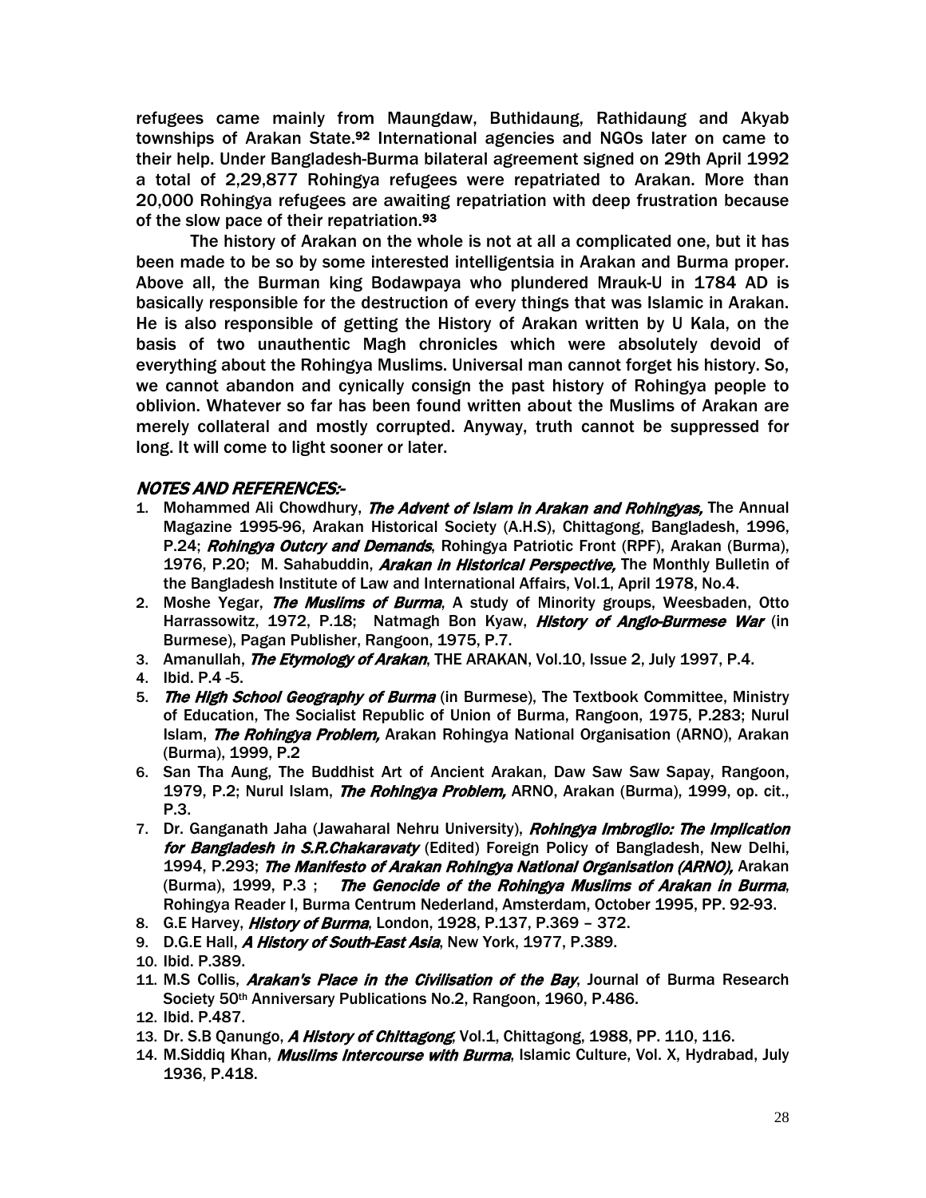refugees came mainly from Maungdaw, Buthidaung, Rathidaung and Akyab townships of Arakan State.[92] International agencies and NGOs later on came to their help. Under Bangladesh-Burma bilateral agreement signed on 29th April 1992 a total of 2,29,877 Rohingya refugees were repatriated to Arakan. More than 20,000 Rohingya refugees are awaiting repatriation with deep frustration because of the slow pace of their repatriation.[93]

The history of Arakan on the whole is not at all a complicated one, but it has been made to be so by some interested intelligentsia in Arakan and Burma proper. Above all, the Burman king Bodawpaya who plundered Mrauk-U in 1784 AD is basically responsible for the destruction of every things that was Islamic in Arakan. He is also responsible of getting the History of Arakan written by U Kala, on the basis of two unauthentic Magh chronicles which were absolutely devoid of everything about the Rohingya Muslims. Universal man cannot forget his history. So, we cannot abandon and cynically consign the past history of Rohingya people to oblivion. Whatever so far has been found written about the Muslims of Arakan are merely collateral and mostly corrupted. Anyway, truth cannot be suppressed for long. It will come to light sooner or later.

### *NOTES AND REFERENCES:-*

1. Mohammed Ali Chowdhury, ***The Advent of Islam in Arakan and Rohingyas,*** The Annual Magazine 1995-96, Arakan Historical Society (A.H.S), Chittagong, Bangladesh, 1996, P.24; ***Rohingya Outcry and Demands***, Rohingya Patriotic Front (RPF), Arakan (Burma), 1976, P.20; M. Sahabuddin, ***Arakan in Historical Perspective,*** The Monthly Bulletin of the Bangladesh Institute of Law and International Affairs, Vol.1, April 1978, No.4.
2. Moshe Yegar, ***The Muslims of Burma***, A study of Minority groups, Weesbaden, Otto Harrassowitz, 1972, P.18; Natmagh Bon Kyaw, ***History of Anglo-Burmese War*** (in Burmese), Pagan Publisher, Rangoon, 1975, P.7.
3. Amanullah, ***The Etymology of Arakan***, THE ARAKAN, Vol.10, Issue 2, July 1997, P.4.
4. Ibid. P.4 -5.
5. ***The High School Geography of Burma*** (in Burmese), The Textbook Committee, Ministry of Education, The Socialist Republic of Union of Burma, Rangoon, 1975, P.283; Nurul Islam, ***The Rohingya Problem,*** Arakan Rohingya National Organisation (ARNO), Arakan (Burma), 1999, P.2
6. San Tha Aung, The Buddhist Art of Ancient Arakan, Daw Saw Saw Sapay, Rangoon, 1979, P.2; Nurul Islam, ***The Rohingya Problem,*** ARNO, Arakan (Burma), 1999, op. cit., P.3.
7. Dr. Ganganath Jaha (Jawaharal Nehru University), ***Rohingya Imbroglio: The Implication for Bangladesh in S.R.Chakaravaty*** (Edited) Foreign Policy of Bangladesh, New Delhi, 1994, P.293; ***The Manifesto of Arakan Rohingya National Organisation (ARNO),*** Arakan (Burma), 1999, P.3 ; ***The Genocide of the Rohingya Muslims of Arakan in Burma***, Rohingya Reader I, Burma Centrum Nederland, Amsterdam, October 1995, PP. 92-93.
8. G.E Harvey, ***History of Burma***, London, 1928, P.137, P.369 – 372.
9. D.G.E Hall, ***A History of South-East Asia***, New York, 1977, P.389.
10. Ibid. P.389.
11. M.S Collis, ***Arakan's Place in the Civilisation of the Bay***, Journal of Burma Research Society 50th Anniversary Publications No.2, Rangoon, 1960, P.486.
12. Ibid. P.487.
13. Dr. S.B Qanungo, ***A History of Chittagong***, Vol.1, Chittagong, 1988, PP. 110, 116.
14. M.Siddiq Khan, ***Muslims Intercourse with Burma***, Islamic Culture, Vol. X, Hydrabad, July 1936, P.418.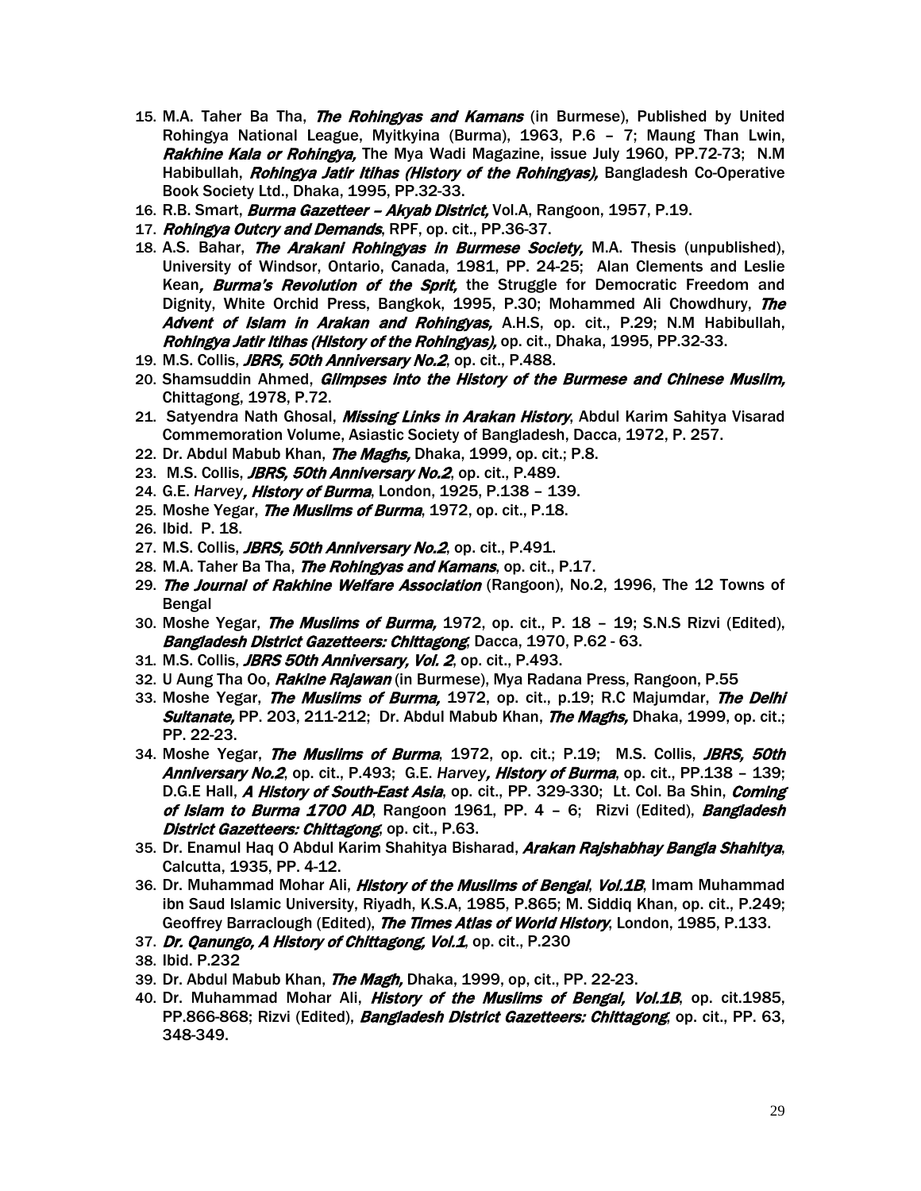15. M.A. Taher Ba Tha, ***The Rohingyas and Kamans*** (in Burmese), Published by United Rohingya National League, Myitkyina (Burma), 1963, P.6 – 7; Maung Than Lwin, ***Rakhine Kala or Rohingya,*** The Mya Wadi Magazine, issue July 1960, PP.72-73; N.M Habibullah, ***Rohingya Jatir Itihas (History of the Rohingyas),*** Bangladesh Co-Operative Book Society Ltd., Dhaka, 1995, PP.32-33.
16. R.B. Smart, ***Burma Gazetteer – Akyab District,*** Vol.A, Rangoon, 1957, P.19.
17. ***Rohingya Outcry and Demands***, RPF, op. cit., PP.36-37.
18. A.S. Bahar, ***The Arakani Rohingyas in Burmese Society,*** M.A. Thesis (unpublished), University of Windsor, Ontario, Canada, 1981, PP. 24-25; Alan Clements and Leslie Kean***, Burma's Revolution of the Sprit,*** the Struggle for Democratic Freedom and Dignity, White Orchid Press, Bangkok, 1995, P.30; Mohammed Ali Chowdhury, ***The Advent of Islam in Arakan and Rohingyas,*** A.H.S, op. cit., P.29; N.M Habibullah, ***Rohingya Jatir Itihas (History of the Rohingyas),*** op. cit., Dhaka, 1995, PP.32-33.
19. M.S. Collis, ***JBRS, 50th Anniversary No.2***, op. cit., P.488.
20. Shamsuddin Ahmed, ***Glimpses into the History of the Burmese and Chinese Muslim,*** Chittagong, 1978, P.72.
21. Satyendra Nath Ghosal, ***Missing Links in Arakan History***, Abdul Karim Sahitya Visarad Commemoration Volume, Asiastic Society of Bangladesh, Dacca, 1972, P. 257.
22. Dr. Abdul Mabub Khan, ***The Maghs,*** Dhaka, 1999, op. cit.; P.8.
23. M.S. Collis, ***JBRS, 50th Anniversary No.2***, op. cit., P.489.
24. G.E. *Harvey****, History of Burma***, London, 1925, P.138 – 139.
25. Moshe Yegar, ***The Muslims of Burma***, 1972, op. cit., P.18.
26. Ibid. P. 18.
27. M.S. Collis, ***JBRS, 50th Anniversary No.2***, op. cit., P.491.
28. M.A. Taher Ba Tha, ***The Rohingyas and Kamans***, op. cit., P.17.
29. ***The Journal of Rakhine Welfare Association*** (Rangoon), No.2, 1996, The 12 Towns of Bengal
30. Moshe Yegar, ***The Muslims of Burma,*** 1972, op. cit., P. 18 – 19; S.N.S Rizvi (Edited), ***Bangladesh District Gazetteers: Chittagong***, Dacca, 1970, P.62 - 63.
31. M.S. Collis, ***JBRS 50th Anniversary, Vol. 2***, op. cit., P.493.
32. U Aung Tha Oo, ***Rakine Rajawan*** (in Burmese), Mya Radana Press, Rangoon, P.55
33. Moshe Yegar, ***The Muslims of Burma,*** 1972, op. cit., p.19; R.C Majumdar, ***The Delhi Sultanate,*** PP. 203, 211-212; Dr. Abdul Mabub Khan, ***The Maghs,*** Dhaka, 1999, op. cit.; PP. 22-23.
34. Moshe Yegar, ***The Muslims of Burma***, 1972, op. cit.; P.19; M.S. Collis, ***JBRS, 50th Anniversary No.2***, op. cit., P.493; G.E. *Harvey****, History of Burma***, op. cit., PP.138 – 139; D.G.E Hall, ***A History of South-East Asia***, op. cit., PP. 329-330; Lt. Col. Ba Shin, ***Coming of Islam to Burma 1700 AD***, Rangoon 1961, PP. 4 – 6; Rizvi (Edited), ***Bangladesh District Gazetteers: Chittagong***, op. cit., P.63.
35. Dr. Enamul Haq O Abdul Karim Shahitya Bisharad, ***Arakan Rajshabhay Bangla Shahitya***, Calcutta, 1935, PP. 4-12.
36. Dr. Muhammad Mohar Ali, ***History of the Muslims of Bengal***, ***Vol.1B***, Imam Muhammad ibn Saud Islamic University, Riyadh, K.S.A, 1985, P.865; M. Siddiq Khan, op. cit., P.249; Geoffrey Barraclough (Edited), ***The Times Atlas of World History***, London, 1985, P.133.
37. ***Dr. Qanungo, A History of Chittagong, Vol.1***, op. cit., P.230
38. Ibid. P.232
39. Dr. Abdul Mabub Khan, ***The Magh,*** Dhaka, 1999, op, cit., PP. 22-23.
40. Dr. Muhammad Mohar Ali, ***History of the Muslims of Bengal, Vol.1B***, op. cit.1985, PP.866-868; Rizvi (Edited), ***Bangladesh District Gazetteers: Chittagong***, op. cit., PP. 63, 348-349.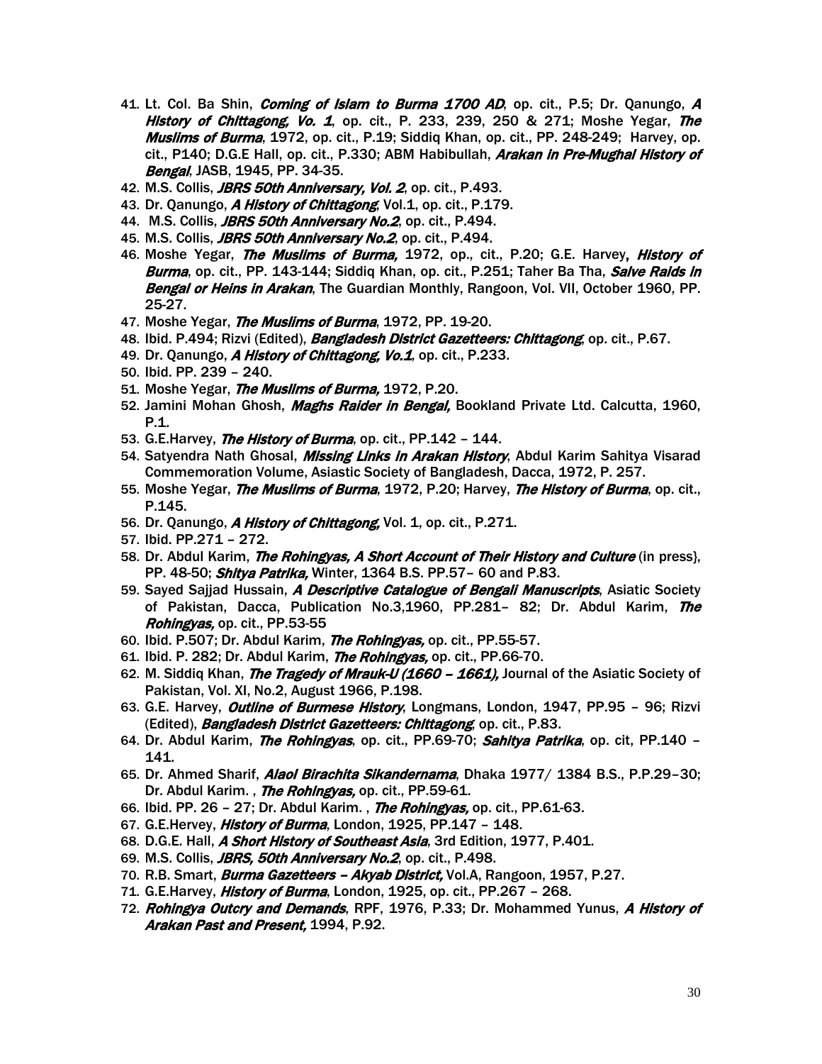41. Lt. Col. Ba Shin, *Coming of Islam to Burma 1700 AD*, op. cit., P.5; Dr. Qanungo, *A History of Chittagong, Vo. 1*, op. cit., P. 233, 239, 250 & 271; Moshe Yegar, *The Muslims of Burma*, 1972, op. cit., P.19; Siddiq Khan, op. cit., PP. 248-249; Harvey, op. cit., P140; D.G.E Hall, op. cit., P.330; ABM Habibullah, *Arakan in Pre-Mughal History of Bengal*, JASB, 1945, PP. 34-35.
42. M.S. Collis, *JBRS 50th Anniversary, Vol. 2*, op. cit., P.493.
43. Dr. Qanungo, *A History of Chittagong*, Vol.1, op. cit., P.179.
44. M.S. Collis, *JBRS 50th Anniversary No.2*, op. cit., P.494.
45. M.S. Collis, *JBRS 50th Anniversary No.2*, op. cit., P.494.
46. Moshe Yegar, *The Muslims of Burma,* 1972, op., cit., P.20; G.E. Harvey, *History of Burma*, op. cit., PP. 143-144; Siddiq Khan, op. cit., P.251; Taher Ba Tha, *Salve Raids in Bengal or Heins in Arakan*, The Guardian Monthly, Rangoon, Vol. VII, October 1960, PP. 25-27.
47. Moshe Yegar, *The Muslims of Burma*, 1972, PP. 19-20.
48. Ibid. P.494; Rizvi (Edited), *Bangladesh District Gazetteers: Chittagong*, op. cit., P.67.
49. Dr. Qanungo, *A History of Chittagong, Vo.1*, op. cit., P.233.
50. Ibid. PP. 239 – 240.
51. Moshe Yegar, *The Muslims of Burma,* 1972, P.20.
52. Jamini Mohan Ghosh, *Maghs Raider in Bengal,* Bookland Private Ltd. Calcutta, 1960, P.1.
53. G.E.Harvey, *The History of Burma*, op. cit., PP.142 – 144.
54. Satyendra Nath Ghosal, *Missing Links in Arakan History*, Abdul Karim Sahitya Visarad Commemoration Volume, Asiastic Society of Bangladesh, Dacca, 1972, P. 257.
55. Moshe Yegar, *The Muslims of Burma*, 1972, P.20; Harvey, *The History of Burma*, op. cit., P.145.
56. Dr. Qanungo, *A History of Chittagong,* Vol. 1, op. cit., P.271.
57. Ibid. PP.271 – 272.
58. Dr. Abdul Karim, *The Rohingyas, A Short Account of Their History and Culture* (in press}, PP. 48-50; *Shitya Patrika,* Winter, 1364 B.S. PP.57– 60 and P.83.
59. Sayed Sajjad Hussain, *A Descriptive Catalogue of Bengali Manuscripts*, Asiatic Society of Pakistan, Dacca, Publication No.3,1960, PP.281– 82; Dr. Abdul Karim, *The Rohingyas,* op. cit., PP.53-55
60. Ibid. P.507; Dr. Abdul Karim, *The Rohingyas,* op. cit., PP.55-57.
61. Ibid. P. 282; Dr. Abdul Karim, *The Rohingyas,* op. cit., PP.66-70.
62. M. Siddiq Khan, *The Tragedy of Mrauk-U (1660 – 1661),* Journal of the Asiatic Society of Pakistan, Vol. XI, No.2, August 1966, P.198.
63. G.E. Harvey, *Outline of Burmese History*, Longmans, London, 1947, PP.95 – 96; Rizvi (Edited), *Bangladesh District Gazetteers: Chittagong*, op. cit., P.83.
64. Dr. Abdul Karim, *The Rohingyas*, op. cit., PP.69-70; *Sahitya Patrika*, op. cit, PP.140 – 141.
65. Dr. Ahmed Sharif, *Alaol Birachita Sikandernama*, Dhaka 1977/ 1384 B.S., P.P.29–30; Dr. Abdul Karim. , *The Rohingyas,* op. cit., PP.59-61.
66. Ibid. PP. 26 – 27; Dr. Abdul Karim. , *The Rohingyas,* op. cit., PP.61-63.
67. G.E.Hervey, *History of Burma*, London, 1925, PP.147 – 148.
68. D.G.E. Hall, *A Short History of Southeast Asia*, 3rd Edition, 1977, P.401.
69. M.S. Collis, *JBRS, 50th Anniversary No.2*, op. cit., P.498.
70. R.B. Smart, *Burma Gazetteers – Akyab District,* Vol.A, Rangoon, 1957, P.27.
71. G.E.Harvey, *History of Burma*, London, 1925, op. cit., PP.267 – 268.
72. *Rohingya Outcry and Demands*, RPF, 1976, P.33; Dr. Mohammed Yunus, *A History of Arakan Past and Present,* 1994, P.92.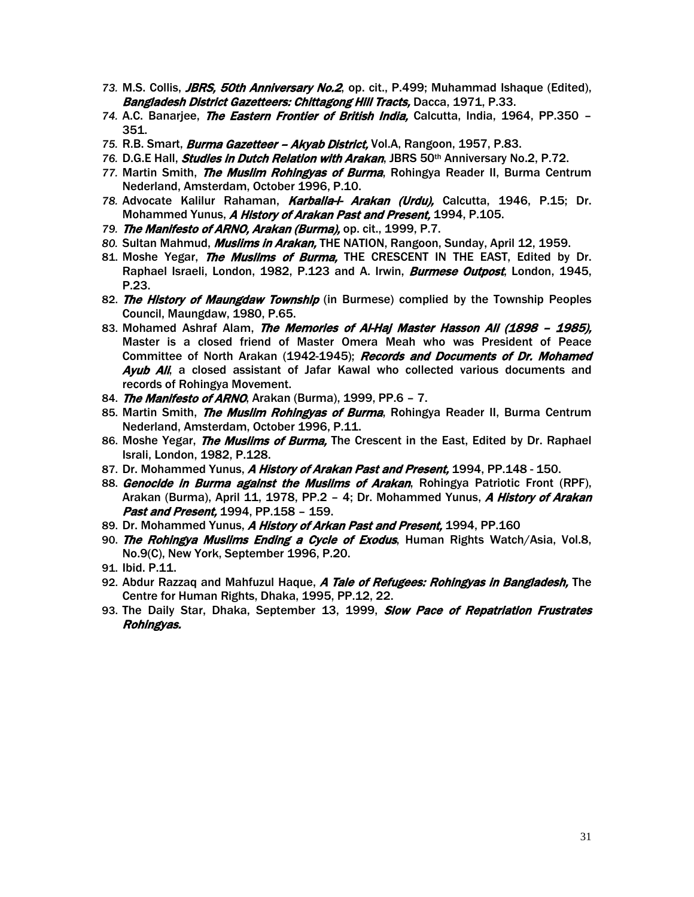73. M.S. Collis, *JBRS, 50th Anniversary No.2*, op. cit., P.499; Muhammad Ishaque (Edited), *Bangladesh District Gazetteers: Chittagong Hill Tracts,* Dacca, 1971, P.33.
74. A.C. Banarjee, *The Eastern Frontier of British India,* Calcutta, India, 1964, PP.350 – 351.
75. R.B. Smart, *Burma Gazetteer – Akyab District,* Vol.A, Rangoon, 1957, P.83.
76. D.G.E Hall, *Studies in Dutch Relation with Arakan*, JBRS 50th Anniversary No.2, P.72.
77. Martin Smith, *The Muslim Rohingyas of Burma*, Rohingya Reader II, Burma Centrum Nederland, Amsterdam, October 1996, P.10.
78. Advocate Kalilur Rahaman, *Karballa-i- Arakan (Urdu),* Calcutta, 1946, P.15; Dr. Mohammed Yunus, *A History of Arakan Past and Present,* 1994, P.105.
79. *The Manifesto of ARNO, Arakan (Burma),* op. cit., 1999, P.7.
80. Sultan Mahmud, *Muslims in Arakan,* THE NATION, Rangoon, Sunday, April 12, 1959.
81. Moshe Yegar, *The Muslims of Burma,* THE CRESCENT IN THE EAST, Edited by Dr. Raphael Israeli, London, 1982, P.123 and A. Irwin, *Burmese Outpost*, London, 1945, P.23.
82. *The History of Maungdaw Township* (in Burmese) complied by the Township Peoples Council, Maungdaw, 1980, P.65.
83. Mohamed Ashraf Alam, *The Memories of Al-Haj Master Hasson Ali (1898 – 1985),* Master is a closed friend of Master Omera Meah who was President of Peace Committee of North Arakan (1942-1945); *Records and Documents of Dr. Mohamed Ayub Ali*, a closed assistant of Jafar Kawal who collected various documents and records of Rohingya Movement.
84. *The Manifesto of ARNO*, Arakan (Burma), 1999, PP.6 – 7.
85. Martin Smith, *The Muslim Rohingyas of Burma*, Rohingya Reader II, Burma Centrum Nederland, Amsterdam, October 1996, P.11.
86. Moshe Yegar, *The Muslims of Burma,* The Crescent in the East, Edited by Dr. Raphael Israli, London, 1982, P.128.
87. Dr. Mohammed Yunus, *A History of Arakan Past and Present,* 1994, PP.148 - 150.
88. *Genocide in Burma against the Muslims of Arakan*, Rohingya Patriotic Front (RPF), Arakan (Burma), April 11, 1978, PP.2 – 4; Dr. Mohammed Yunus, *A History of Arakan Past and Present,* 1994, PP.158 – 159.
89. Dr. Mohammed Yunus, *A History of Arkan Past and Present,* 1994, PP.160
90. *The Rohingya Muslims Ending a Cycle of Exodus*, Human Rights Watch/Asia, Vol.8, No.9(C), New York, September 1996, P.20.
91. Ibid. P.11.
92. Abdur Razzaq and Mahfuzul Haque, *A Tale of Refugees: Rohingyas in Bangladesh,* The Centre for Human Rights, Dhaka, 1995, PP.12, 22.
93. The Daily Star, Dhaka, September 13, 1999, *Slow Pace of Repatriation Frustrates Rohingyas.*